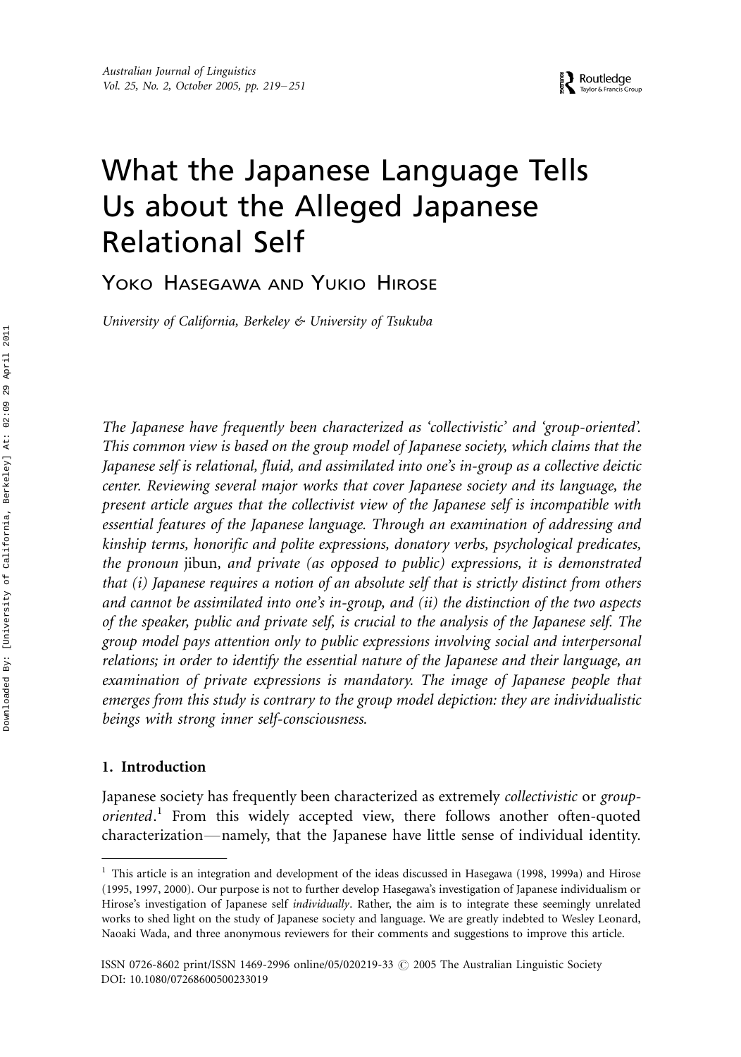# What the Japanese Language Tells Us about the Alleged Japanese Relational Self

YOKO HASEGAWA AND YUKIO HIROSE

*University of California, Berkeley & University of Tsukuba*

*The Japanese have frequently been characterized as 'collectivistic' and 'group-oriented'. This common view is based on the group model of Japanese society, which claims that the Japanese self is relational, fluid, and assimilated into one's in-group as a collective deictic center. Reviewing several major works that cover Japanese society and its language, the present article argues that the collectivist view of the Japanese self is incompatible with essential features of the Japanese language. Through an examination of addressing and kinship terms, honorific and polite expressions, donatory verbs, psychological predicates, the pronoun* jibun, *and private (as opposed to public) expressions, it is demonstrated that (i) Japanese requires a notion of an absolute self that is strictly distinct from others and cannot be assimilated into one's in-group, and (ii) the distinction of the two aspects of the speaker, public and private self, is crucial to the analysis of the Japanese self. The group model pays attention only to public expressions involving social and interpersonal relations; in order to identify the essential nature of the Japanese and their language, an examination of private expressions is mandatory. The image of Japanese people that emerges from this study is contrary to the group model depiction: they are individualistic beings with strong inner self-consciousness.*

## 1. Introduction

Japanese society has frequently been characterized as extremely *collectivistic* or *group-oriented*.[1] From this widely accepted view, there follows another often-quoted characterization—namely, that the Japanese have little sense of individual identity.

---

[1] This article is an integration and development of the ideas discussed in Hasegawa (1998, 1999a) and Hirose (1995, 1997, 2000). Our purpose is not to further develop Hasegawa's investigation of Japanese individualism or Hirose's investigation of Japanese self *individually*. Rather, the aim is to integrate these seemingly unrelated works to shed light on the study of Japanese society and language. We are greatly indebted to Wesley Leonard, Naoaki Wada, and three anonymous reviewers for their comments and suggestions to improve this article.

ISSN 0726-8602 print/ISSN 1469-2996 online/05/020219-33 © 2005 The Australian Linguistic Society
DOI: 10.1080/07268600500233019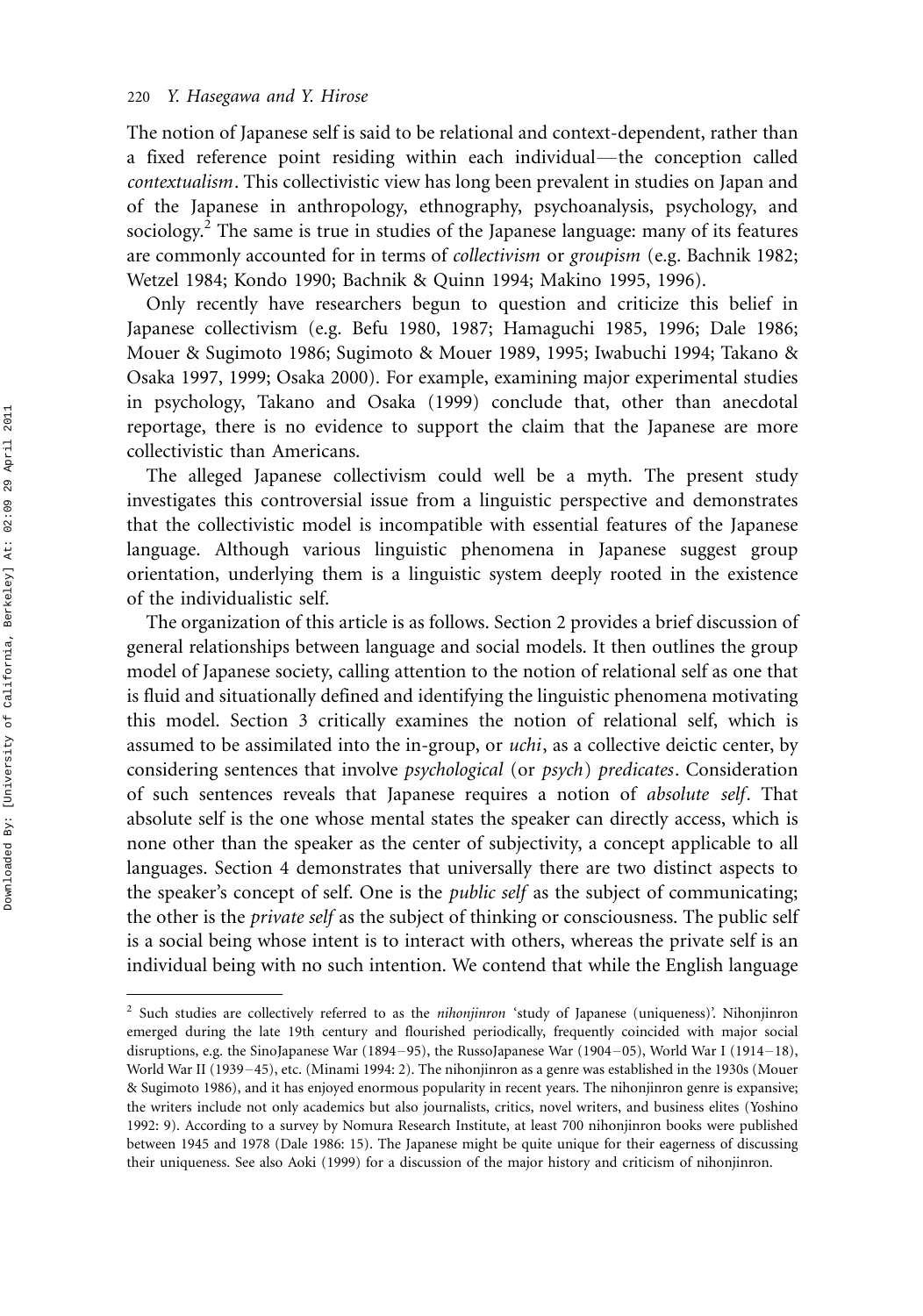The notion of Japanese self is said to be relational and context-dependent, rather than a fixed reference point residing within each individual—the conception called *contextualism*. This collectivistic view has long been prevalent in studies on Japan and of the Japanese in anthropology, ethnography, psychoanalysis, psychology, and sociology.[2] The same is true in studies of the Japanese language: many of its features are commonly accounted for in terms of *collectivism* or *groupism* (e.g. Bachnik 1982; Wetzel 1984; Kondo 1990; Bachnik & Quinn 1994; Makino 1995, 1996).

Only recently have researchers begun to question and criticize this belief in Japanese collectivism (e.g. Befu 1980, 1987; Hamaguchi 1985, 1996; Dale 1986; Mouer & Sugimoto 1986; Sugimoto & Mouer 1989, 1995; Iwabuchi 1994; Takano & Osaka 1997, 1999; Osaka 2000). For example, examining major experimental studies in psychology, Takano and Osaka (1999) conclude that, other than anecdotal reportage, there is no evidence to support the claim that the Japanese are more collectivistic than Americans.

The alleged Japanese collectivism could well be a myth. The present study investigates this controversial issue from a linguistic perspective and demonstrates that the collectivistic model is incompatible with essential features of the Japanese language. Although various linguistic phenomena in Japanese suggest group orientation, underlying them is a linguistic system deeply rooted in the existence of the individualistic self.

The organization of this article is as follows. Section 2 provides a brief discussion of general relationships between language and social models. It then outlines the group model of Japanese society, calling attention to the notion of relational self as one that is fluid and situationally defined and identifying the linguistic phenomena motivating this model. Section 3 critically examines the notion of relational self, which is assumed to be assimilated into the in-group, or *uchi*, as a collective deictic center, by considering sentences that involve *psychological* (or *psych*) *predicates*. Consideration of such sentences reveals that Japanese requires a notion of *absolute self*. That absolute self is the one whose mental states the speaker can directly access, which is none other than the speaker as the center of subjectivity, a concept applicable to all languages. Section 4 demonstrates that universally there are two distinct aspects to the speaker's concept of self. One is the *public self* as the subject of communicating; the other is the *private self* as the subject of thinking or consciousness. The public self is a social being whose intent is to interact with others, whereas the private self is an individual being with no such intention. We contend that while the English language

---

[2] Such studies are collectively referred to as the *nihonjinron* 'study of Japanese (uniqueness)'. Nihonjinron emerged during the late 19th century and flourished periodically, frequently coincided with major social disruptions, e.g. the SinoJapanese War (1894–95), the RussoJapanese War (1904–05), World War I (1914–18), World War II (1939–45), etc. (Minami 1994: 2). The nihonjinron as a genre was established in the 1930s (Mouer & Sugimoto 1986), and it has enjoyed enormous popularity in recent years. The nihonjinron genre is expansive; the writers include not only academics but also journalists, critics, novel writers, and business elites (Yoshino 1992: 9). According to a survey by Nomura Research Institute, at least 700 nihonjinron books were published between 1945 and 1978 (Dale 1986: 15). The Japanese might be quite unique for their eagerness of discussing their uniqueness. See also Aoki (1999) for a discussion of the major history and criticism of nihonjinron.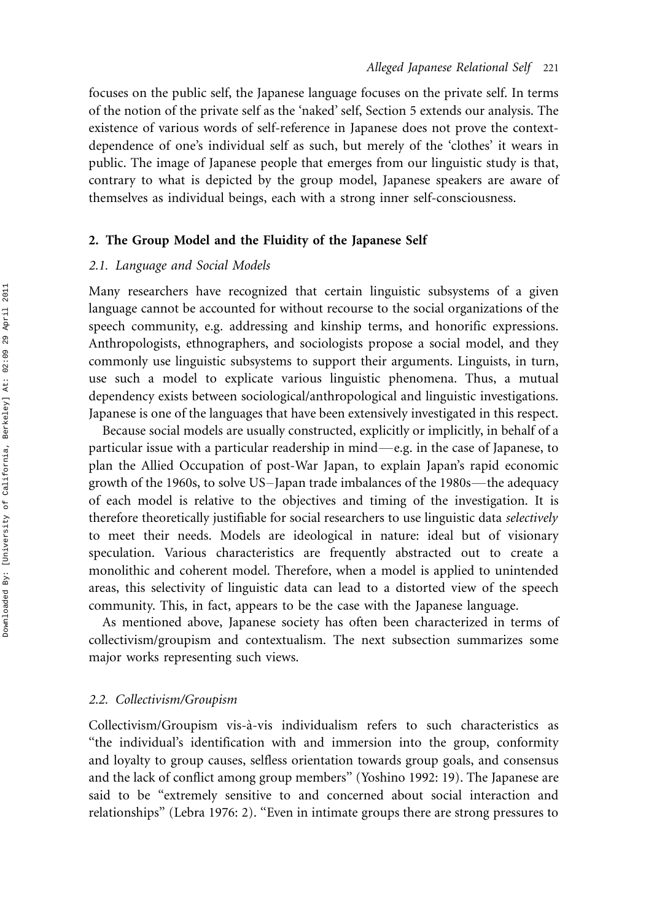focuses on the public self, the Japanese language focuses on the private self. In terms of the notion of the private self as the 'naked' self, Section 5 extends our analysis. The existence of various words of self-reference in Japanese does not prove the context-dependence of one's individual self as such, but merely of the 'clothes' it wears in public. The image of Japanese people that emerges from our linguistic study is that, contrary to what is depicted by the group model, Japanese speakers are aware of themselves as individual beings, each with a strong inner self-consciousness.

## 2. The Group Model and the Fluidity of the Japanese Self

### 2.1. Language and Social Models

Many researchers have recognized that certain linguistic subsystems of a given language cannot be accounted for without recourse to the social organizations of the speech community, e.g. addressing and kinship terms, and honorific expressions. Anthropologists, ethnographers, and sociologists propose a social model, and they commonly use linguistic subsystems to support their arguments. Linguists, in turn, use such a model to explicate various linguistic phenomena. Thus, a mutual dependency exists between sociological/anthropological and linguistic investigations. Japanese is one of the languages that have been extensively investigated in this respect.

Because social models are usually constructed, explicitly or implicitly, in behalf of a particular issue with a particular readership in mind—e.g. in the case of Japanese, to plan the Allied Occupation of post-War Japan, to explain Japan's rapid economic growth of the 1960s, to solve US–Japan trade imbalances of the 1980s—the adequacy of each model is relative to the objectives and timing of the investigation. It is therefore theoretically justifiable for social researchers to use linguistic data *selectively* to meet their needs. Models are ideological in nature: ideal but of visionary speculation. Various characteristics are frequently abstracted out to create a monolithic and coherent model. Therefore, when a model is applied to unintended areas, this selectivity of linguistic data can lead to a distorted view of the speech community. This, in fact, appears to be the case with the Japanese language.

As mentioned above, Japanese society has often been characterized in terms of collectivism/groupism and contextualism. The next subsection summarizes some major works representing such views.

### 2.2. Collectivism/Groupism

Collectivism/Groupism vis-à-vis individualism refers to such characteristics as "the individual's identification with and immersion into the group, conformity and loyalty to group causes, selfless orientation towards group goals, and consensus and the lack of conflict among group members" (Yoshino 1992: 19). The Japanese are said to be "extremely sensitive to and concerned about social interaction and relationships" (Lebra 1976: 2). "Even in intimate groups there are strong pressures to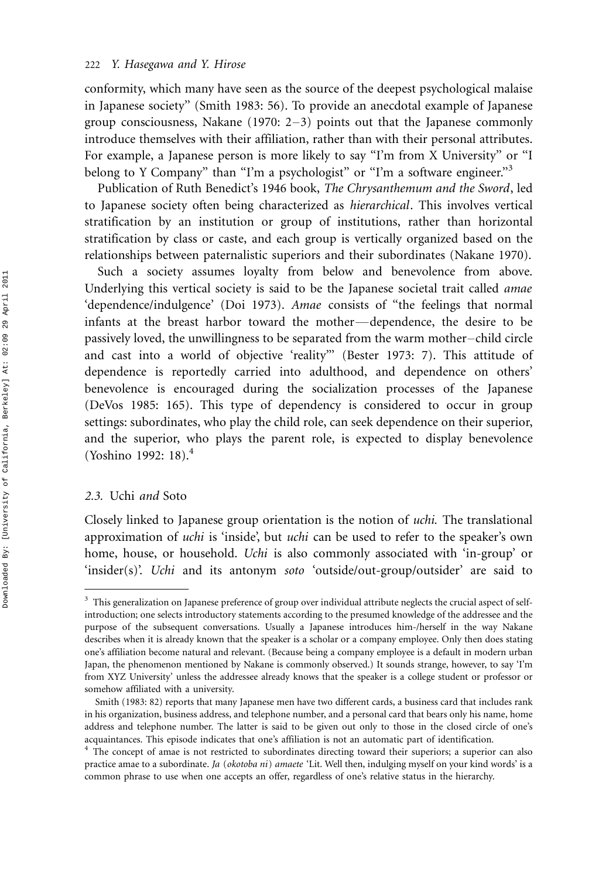conformity, which many have seen as the source of the deepest psychological malaise in Japanese society" (Smith 1983: 56). To provide an anecdotal example of Japanese group consciousness, Nakane (1970: 2–3) points out that the Japanese commonly introduce themselves with their affiliation, rather than with their personal attributes. For example, a Japanese person is more likely to say "I'm from X University" or "I belong to Y Company" than "I'm a psychologist" or "I'm a software engineer."[3]

Publication of Ruth Benedict's 1946 book, *The Chrysanthemum and the Sword*, led to Japanese society often being characterized as *hierarchical*. This involves vertical stratification by an institution or group of institutions, rather than horizontal stratification by class or caste, and each group is vertically organized based on the relationships between paternalistic superiors and their subordinates (Nakane 1970).

Such a society assumes loyalty from below and benevolence from above. Underlying this vertical society is said to be the Japanese societal trait called *amae* 'dependence/indulgence' (Doi 1973). *Amae* consists of "the feelings that normal infants at the breast harbor toward the mother—dependence, the desire to be passively loved, the unwillingness to be separated from the warm mother–child circle and cast into a world of objective 'reality'" (Bester 1973: 7). This attitude of dependence is reportedly carried into adulthood, and dependence on others' benevolence is encouraged during the socialization processes of the Japanese (DeVos 1985: 165). This type of dependency is considered to occur in group settings: subordinates, who play the child role, can seek dependence on their superior, and the superior, who plays the parent role, is expected to display benevolence (Yoshino 1992: 18).[4]

### 2.3. *Uchi* and *Soto*

Closely linked to Japanese group orientation is the notion of *uchi*. The translational approximation of *uchi* is 'inside', but *uchi* can be used to refer to the speaker's own home, house, or household. *Uchi* is also commonly associated with 'in-group' or 'insider(s)'. *Uchi* and its antonym *soto* 'outside/out-group/outsider' are said to

---

[3] This generalization on Japanese preference of group over individual attribute neglects the crucial aspect of self-introduction; one selects introductory statements according to the presumed knowledge of the addressee and the purpose of the subsequent conversations. Usually a Japanese introduces him-/herself in the way Nakane describes when it is already known that the speaker is a scholar or a company employee. Only then does stating one's affiliation become natural and relevant. (Because being a company employee is a default in modern urban Japan, the phenomenon mentioned by Nakane is commonly observed.) It sounds strange, however, to say 'I'm from XYZ University' unless the addressee already knows that the speaker is a college student or professor or somehow affiliated with a university.

Smith (1983: 82) reports that many Japanese men have two different cards, a business card that includes rank in his organization, business address, and telephone number, and a personal card that bears only his name, home address and telephone number. The latter is said to be given out only to those in the closed circle of one's acquaintances. This episode indicates that one's affiliation is not an automatic part of identification.

[4] The concept of amae is not restricted to subordinates directing toward their superiors; a superior can also practice amae to a subordinate. *Ja (okotoba ni) amaete* 'Lit. Well then, indulging myself on your kind words' is a common phrase to use when one accepts an offer, regardless of one's relative status in the hierarchy.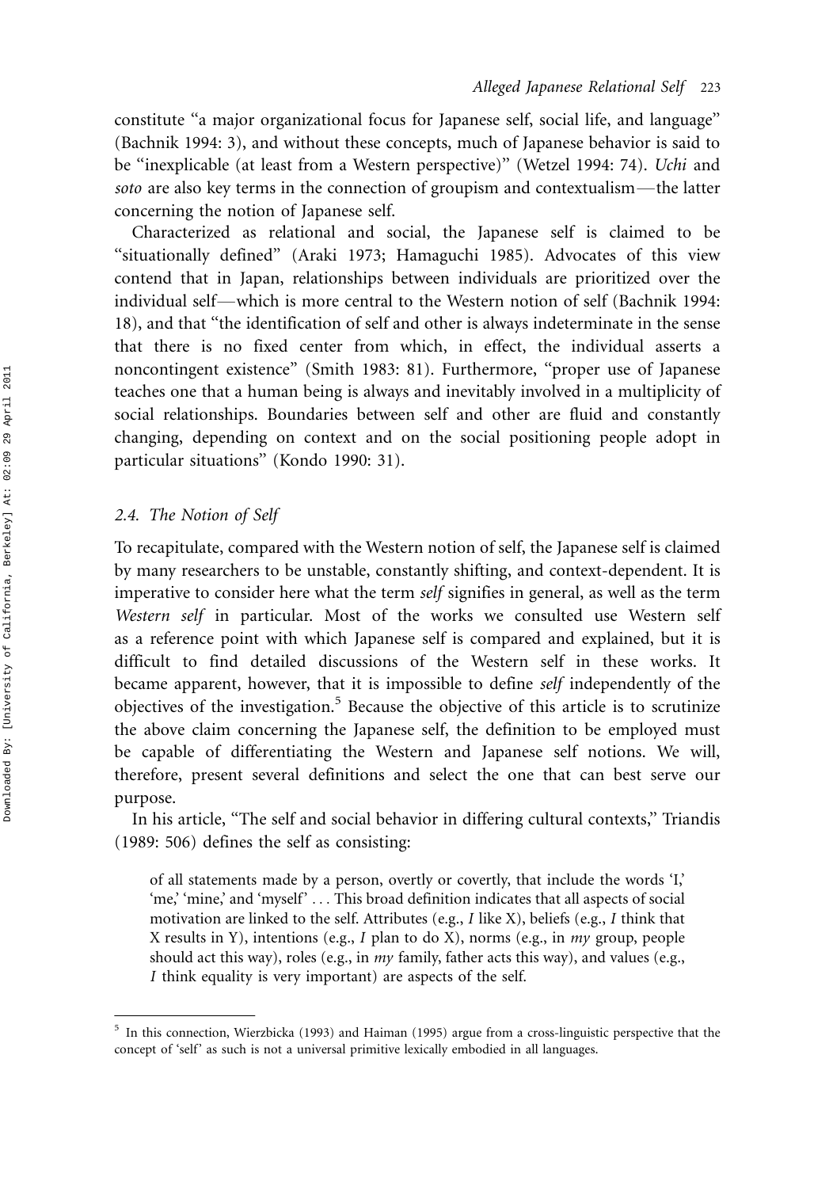constitute "a major organizational focus for Japanese self, social life, and language" (Bachnik 1994: 3), and without these concepts, much of Japanese behavior is said to be "inexplicable (at least from a Western perspective)" (Wetzel 1994: 74). *Uchi* and *soto* are also key terms in the connection of groupism and contextualism—the latter concerning the notion of Japanese self.

Characterized as relational and social, the Japanese self is claimed to be "situationally defined" (Araki 1973; Hamaguchi 1985). Advocates of this view contend that in Japan, relationships between individuals are prioritized over the individual self—which is more central to the Western notion of self (Bachnik 1994: 18), and that "the identification of self and other is always indeterminate in the sense that there is no fixed center from which, in effect, the individual asserts a noncontingent existence" (Smith 1983: 81). Furthermore, "proper use of Japanese teaches one that a human being is always and inevitably involved in a multiplicity of social relationships. Boundaries between self and other are fluid and constantly changing, depending on context and on the social positioning people adopt in particular situations" (Kondo 1990: 31).

### 2.4. The Notion of Self

To recapitulate, compared with the Western notion of self, the Japanese self is claimed by many researchers to be unstable, constantly shifting, and context-dependent. It is imperative to consider here what the term *self* signifies in general, as well as the term *Western self* in particular. Most of the works we consulted use Western self as a reference point with which Japanese self is compared and explained, but it is difficult to find detailed discussions of the Western self in these works. It became apparent, however, that it is impossible to define *self* independently of the objectives of the investigation.[5] Because the objective of this article is to scrutinize the above claim concerning the Japanese self, the definition to be employed must be capable of differentiating the Western and Japanese self notions. We will, therefore, present several definitions and select the one that can best serve our purpose.

In his article, "The self and social behavior in differing cultural contexts," Triandis (1989: 506) defines the self as consisting:

> of all statements made by a person, overtly or covertly, that include the words 'I,' 'me,' 'mine,' and 'myself' . . . This broad definition indicates that all aspects of social motivation are linked to the self. Attributes (e.g., *I* like X), beliefs (e.g., *I* think that X results in Y), intentions (e.g., *I* plan to do X), norms (e.g., in *my* group, people should act this way), roles (e.g., in *my* family, father acts this way), and values (e.g., *I* think equality is very important) are aspects of the self.

---

[5] In this connection, Wierzbicka (1993) and Haiman (1995) argue from a cross-linguistic perspective that the concept of 'self' as such is not a universal primitive lexically embodied in all languages.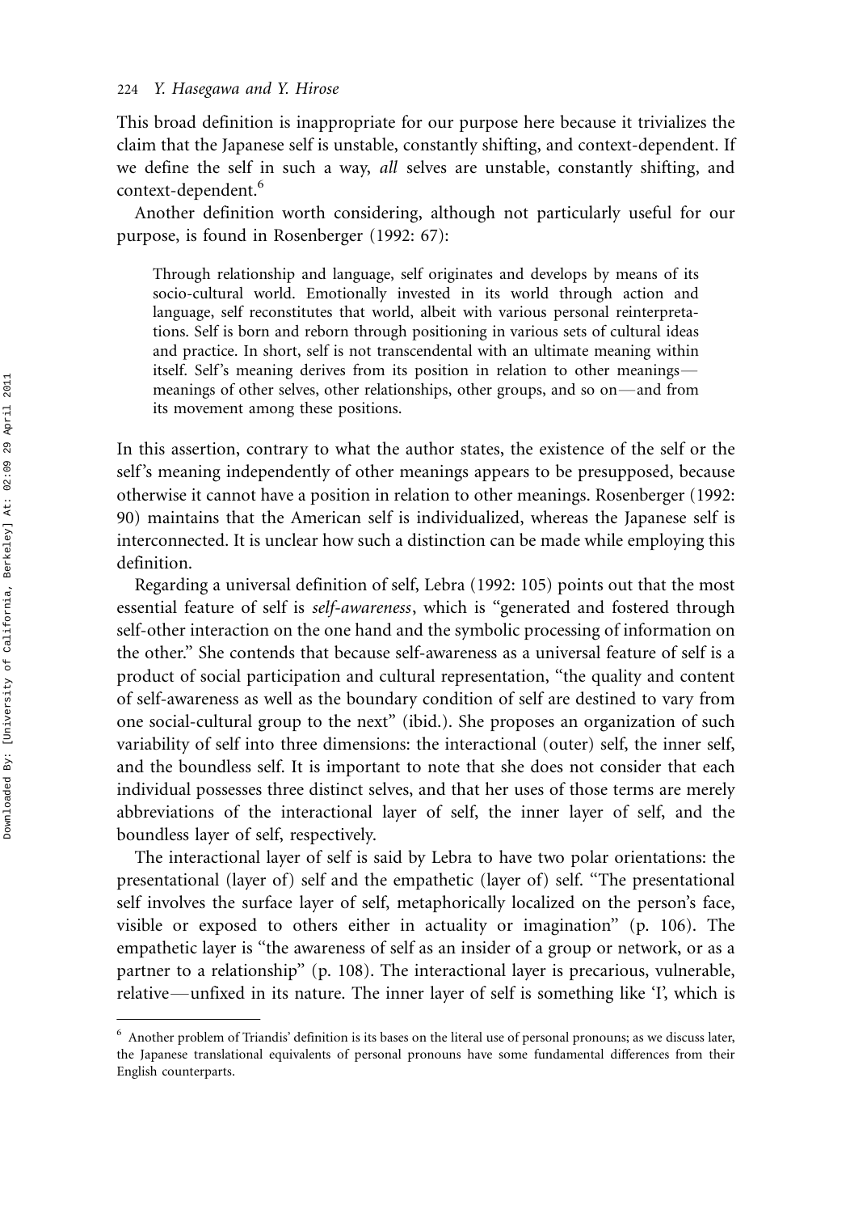This broad definition is inappropriate for our purpose here because it trivializes the claim that the Japanese self is unstable, constantly shifting, and context-dependent. If we define the self in such a way, *all* selves are unstable, constantly shifting, and context-dependent.[6]

Another definition worth considering, although not particularly useful for our purpose, is found in Rosenberger (1992: 67):

> Through relationship and language, self originates and develops by means of its socio-cultural world. Emotionally invested in its world through action and language, self reconstitutes that world, albeit with various personal reinterpretations. Self is born and reborn through positioning in various sets of cultural ideas and practice. In short, self is not transcendental with an ultimate meaning within itself. Self's meaning derives from its position in relation to other meanings—meanings of other selves, other relationships, other groups, and so on—and from its movement among these positions.

In this assertion, contrary to what the author states, the existence of the self or the self's meaning independently of other meanings appears to be presupposed, because otherwise it cannot have a position in relation to other meanings. Rosenberger (1992: 90) maintains that the American self is individualized, whereas the Japanese self is interconnected. It is unclear how such a distinction can be made while employing this definition.

Regarding a universal definition of self, Lebra (1992: 105) points out that the most essential feature of self is *self-awareness*, which is "generated and fostered through self-other interaction on the one hand and the symbolic processing of information on the other." She contends that because self-awareness as a universal feature of self is a product of social participation and cultural representation, "the quality and content of self-awareness as well as the boundary condition of self are destined to vary from one social-cultural group to the next" (ibid.). She proposes an organization of such variability of self into three dimensions: the interactional (outer) self, the inner self, and the boundless self. It is important to note that she does not consider that each individual possesses three distinct selves, and that her uses of those terms are merely abbreviations of the interactional layer of self, the inner layer of self, and the boundless layer of self, respectively.

The interactional layer of self is said by Lebra to have two polar orientations: the presentational (layer of) self and the empathetic (layer of) self. "The presentational self involves the surface layer of self, metaphorically localized on the person's face, visible or exposed to others either in actuality or imagination" (p. 106). The empathetic layer is "the awareness of self as an insider of a group or network, or as a partner to a relationship" (p. 108). The interactional layer is precarious, vulnerable, relative—unfixed in its nature. The inner layer of self is something like 'I', which is

[6] Another problem of Triandis' definition is its bases on the literal use of personal pronouns; as we discuss later, the Japanese translational equivalents of personal pronouns have some fundamental differences from their English counterparts.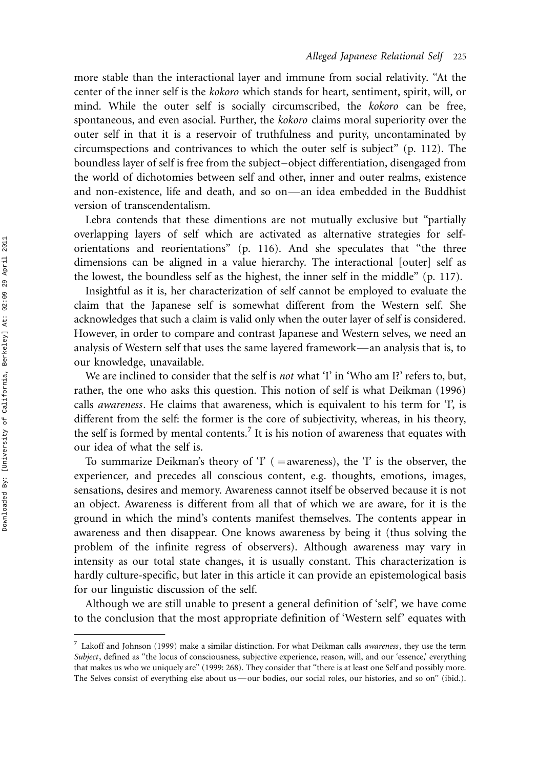more stable than the interactional layer and immune from social relativity. "At the center of the inner self is the *kokoro* which stands for heart, sentiment, spirit, will, or mind. While the outer self is socially circumscribed, the *kokoro* can be free, spontaneous, and even asocial. Further, the *kokoro* claims moral superiority over the outer self in that it is a reservoir of truthfulness and purity, uncontaminated by circumspections and contrivances to which the outer self is subject" (p. 112). The boundless layer of self is free from the subject–object differentiation, disengaged from the world of dichotomies between self and other, inner and outer realms, existence and non-existence, life and death, and so on—an idea embedded in the Buddhist version of transcendentalism.

Lebra contends that these dimentions are not mutually exclusive but "partially overlapping layers of self which are activated as alternative strategies for self-orientations and reorientations" (p. 116). And she speculates that "the three dimensions can be aligned in a value hierarchy. The interactional [outer] self as the lowest, the boundless self as the highest, the inner self in the middle" (p. 117).

Insightful as it is, her characterization of self cannot be employed to evaluate the claim that the Japanese self is somewhat different from the Western self. She acknowledges that such a claim is valid only when the outer layer of self is considered. However, in order to compare and contrast Japanese and Western selves, we need an analysis of Western self that uses the same layered framework—an analysis that is, to our knowledge, unavailable.

We are inclined to consider that the self is *not* what 'I' in 'Who am I?' refers to, but, rather, the one who asks this question. This notion of self is what Deikman (1996) calls *awareness*. He claims that awareness, which is equivalent to his term for 'I', is different from the self: the former is the core of subjectivity, whereas, in his theory, the self is formed by mental contents.[7] It is his notion of awareness that equates with our idea of what the self is.

To summarize Deikman's theory of 'I' (=awareness), the 'I' is the observer, the experiencer, and precedes all conscious content, e.g. thoughts, emotions, images, sensations, desires and memory. Awareness cannot itself be observed because it is not an object. Awareness is different from all that of which we are aware, for it is the ground in which the mind's contents manifest themselves. The contents appear in awareness and then disappear. One knows awareness by being it (thus solving the problem of the infinite regress of observers). Although awareness may vary in intensity as our total state changes, it is usually constant. This characterization is hardly culture-specific, but later in this article it can provide an epistemological basis for our linguistic discussion of the self.

Although we are still unable to present a general definition of 'self', we have come to the conclusion that the most appropriate definition of 'Western self' equates with

---

[7] Lakoff and Johnson (1999) make a similar distinction. For what Deikman calls *awareness*, they use the term *Subject*, defined as "the locus of consciousness, subjective experience, reason, will, and our 'essence,' everything that makes us who we uniquely are" (1999: 268). They consider that "there is at least one Self and possibly more. The Selves consist of everything else about us—our bodies, our social roles, our histories, and so on" (ibid.).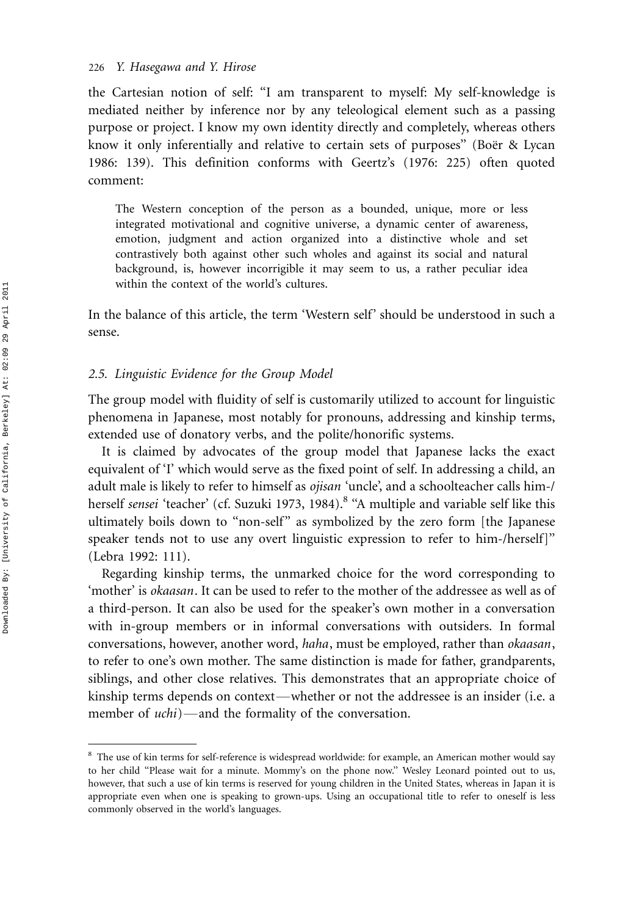the Cartesian notion of self: "I am transparent to myself: My self-knowledge is mediated neither by inference nor by any teleological element such as a passing purpose or project. I know my own identity directly and completely, whereas others know it only inferentially and relative to certain sets of purposes" (Boër & Lycan 1986: 139). This definition conforms with Geertz's (1976: 225) often quoted comment:

> The Western conception of the person as a bounded, unique, more or less integrated motivational and cognitive universe, a dynamic center of awareness, emotion, judgment and action organized into a distinctive whole and set contrastively both against other such wholes and against its social and natural background, is, however incorrigible it may seem to us, a rather peculiar idea within the context of the world's cultures.

In the balance of this article, the term 'Western self' should be understood in such a sense.

### *2.5. Linguistic Evidence for the Group Model*

The group model with fluidity of self is customarily utilized to account for linguistic phenomena in Japanese, most notably for pronouns, addressing and kinship terms, extended use of donatory verbs, and the polite/honorific systems.

It is claimed by advocates of the group model that Japanese lacks the exact equivalent of 'I' which would serve as the fixed point of self. In addressing a child, an adult male is likely to refer to himself as *ojisan* 'uncle', and a schoolteacher calls him-/herself *sensei* 'teacher' (cf. Suzuki 1973, 1984).[8] "A multiple and variable self like this ultimately boils down to "non-self" as symbolized by the zero form [the Japanese speaker tends not to use any overt linguistic expression to refer to him-/herself]" (Lebra 1992: 111).

Regarding kinship terms, the unmarked choice for the word corresponding to 'mother' is *okaasan*. It can be used to refer to the mother of the addressee as well as of a third-person. It can also be used for the speaker's own mother in a conversation with in-group members or in informal conversations with outsiders. In formal conversations, however, another word, *haha*, must be employed, rather than *okaasan*, to refer to one's own mother. The same distinction is made for father, grandparents, siblings, and other close relatives. This demonstrates that an appropriate choice of kinship terms depends on context—whether or not the addressee is an insider (i.e. a member of *uchi*)—and the formality of the conversation.

---

[8] The use of kin terms for self-reference is widespread worldwide: for example, an American mother would say to her child "Please wait for a minute. Mommy's on the phone now." Wesley Leonard pointed out to us, however, that such a use of kin terms is reserved for young children in the United States, whereas in Japan it is appropriate even when one is speaking to grown-ups. Using an occupational title to refer to oneself is less commonly observed in the world's languages.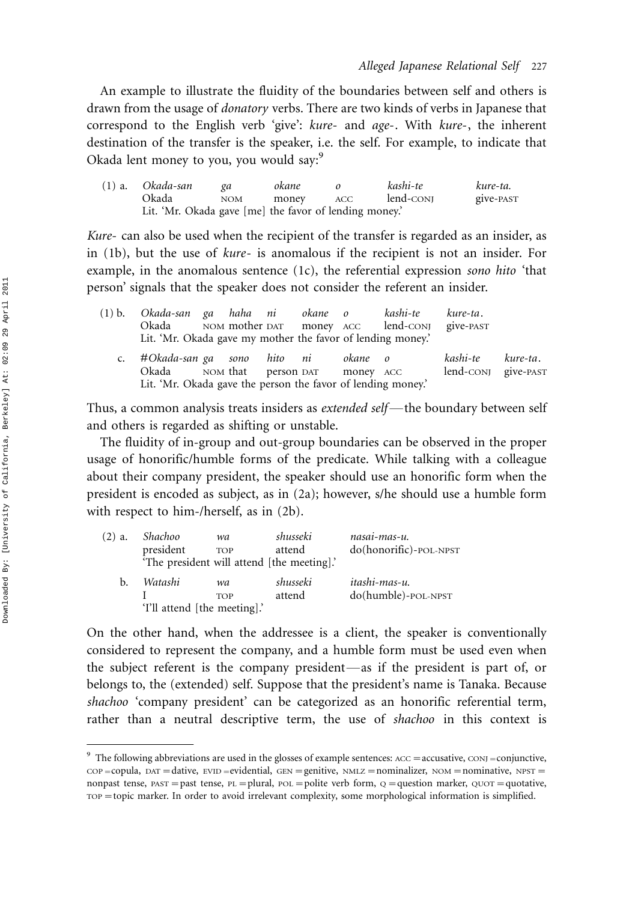An example to illustrate the fluidity of the boundaries between self and others is drawn from the usage of *donatory* verbs. There are two kinds of verbs in Japanese that correspond to the English verb 'give': *kure-* and *age-*. With *kure-*, the inherent destination of the transfer is the speaker, i.e. the self. For example, to indicate that Okada lent money to you, you would say:[9]

| (1) a. | *Okada-san* | *ga* | *okane* | *o* | *kashi-te* | *kure-ta.* |
|---|---|---|---|---|---|---|
| | Okada | NOM | money | ACC | lend-CONJ | give-PAST |

Lit. 'Mr. Okada gave [me] the favor of lending money.'

*Kure-* can also be used when the recipient of the transfer is regarded as an insider, as in (1b), but the use of *kure-* is anomalous if the recipient is not an insider. For example, in the anomalous sentence (1c), the referential expression *sono hito* 'that person' signals that the speaker does not consider the referent an insider.

| (1) b. | *Okada-san* | *ga* | *haha* | *ni* | *okane* | *o* | *kashi-te* | *kure-ta.* |
|---|---|---|---|---|---|---|---|---|
| | Okada | NOM | mother | DAT | money | ACC | lend-CONJ | give-PAST |

Lit. 'Mr. Okada gave my mother the favor of lending money.'

| c. | *#Okada-san* | *ga* | *sono* | *hito* | *ni* | *okane* | *o* | *kashi-te* | *kure-ta.* |
|---|---|---|---|---|---|---|---|---|---|
| | Okada | NOM | that | person | DAT | money | ACC | lend-CONJ | give-PAST |

Lit. 'Mr. Okada gave the person the favor of lending money.'

Thus, a common analysis treats insiders as *extended self*—the boundary between self and others is regarded as shifting or unstable.

The fluidity of in-group and out-group boundaries can be observed in the proper usage of honorific/humble forms of the predicate. While talking with a colleague about their company president, the speaker should use an honorific form when the president is encoded as subject, as in (2a); however, s/he should use a humble form with respect to him-/herself, as in (2b).

| (2) a. | *Shachoo* | *wa* | *shusseki* | *nasai-mas-u.* |
|---|---|---|---|---|
| | president | TOP | attend | do(honorific)-POL-NPST |

'The president will attend [the meeting].'

| b. | *Watashi* | *wa* | *shusseki* | *itashi-mas-u.* |
|---|---|---|---|---|
| | I | TOP | attend | do(humble)-POL-NPST |

'I'll attend [the meeting].'

On the other hand, when the addressee is a client, the speaker is conventionally considered to represent the company, and a humble form must be used even when the subject referent is the company president—as if the president is part of, or belongs to, the (extended) self. Suppose that the president's name is Tanaka. Because *shachoo* 'company president' can be categorized as an honorific referential term, rather than a neutral descriptive term, the use of *shachoo* in this context is

[9] The following abbreviations are used in the glosses of example sentences: ACC = accusative, CONJ = conjunctive, COP = copula, DAT = dative, EVID = evidential, GEN = genitive, NMLZ = nominalizer, NOM = nominative, NPST = nonpast tense, PAST = past tense, PL = plural, POL = polite verb form, Q = question marker, QUOT = quotative, TOP = topic marker. In order to avoid irrelevant complexity, some morphological information is simplified.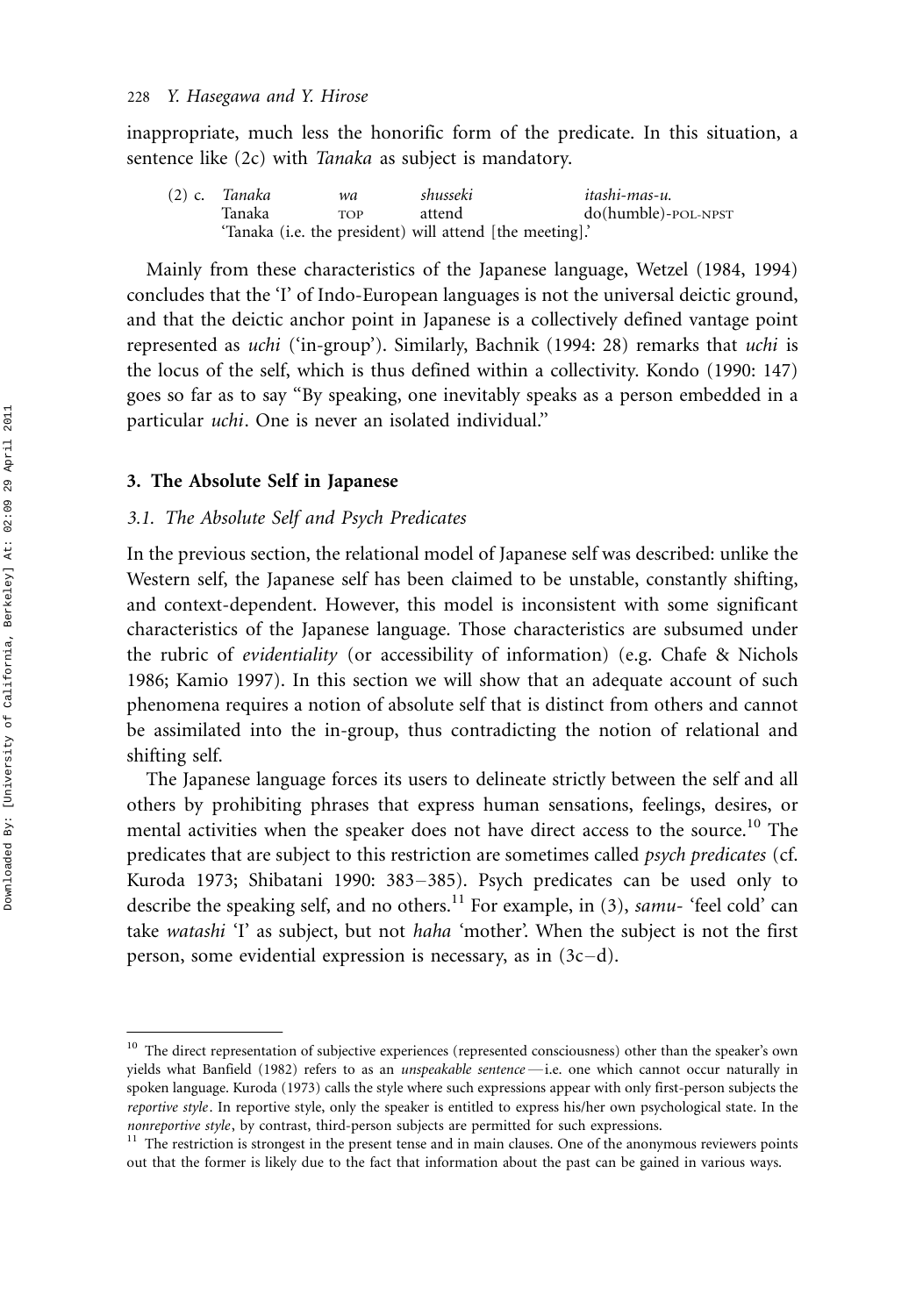inappropriate, much less the honorific form of the predicate. In this situation, a sentence like (2c) with *Tanaka* as subject is mandatory.

| (2) c. | *Tanaka* | *wa* | *shusseki* | *itashi-mas-u.* |
|---|---|---|---|---|
| | Tanaka | TOP | attend | do(humble)-POL-NPST |
| | 'Tanaka (i.e. the president) will attend [the meeting].' | | | |

Mainly from these characteristics of the Japanese language, Wetzel (1984, 1994) concludes that the 'I' of Indo-European languages is not the universal deictic ground, and that the deictic anchor point in Japanese is a collectively defined vantage point represented as *uchi* ('in-group'). Similarly, Bachnik (1994: 28) remarks that *uchi* is the locus of the self, which is thus defined within a collectivity. Kondo (1990: 147) goes so far as to say "By speaking, one inevitably speaks as a person embedded in a particular *uchi*. One is never an isolated individual."

## 3. The Absolute Self in Japanese

### 3.1. The Absolute Self and Psych Predicates

In the previous section, the relational model of Japanese self was described: unlike the Western self, the Japanese self has been claimed to be unstable, constantly shifting, and context-dependent. However, this model is inconsistent with some significant characteristics of the Japanese language. Those characteristics are subsumed under the rubric of *evidentiality* (or accessibility of information) (e.g. Chafe & Nichols 1986; Kamio 1997). In this section we will show that an adequate account of such phenomena requires a notion of absolute self that is distinct from others and cannot be assimilated into the in-group, thus contradicting the notion of relational and shifting self.

The Japanese language forces its users to delineate strictly between the self and all others by prohibiting phrases that express human sensations, feelings, desires, or mental activities when the speaker does not have direct access to the source.[10] The predicates that are subject to this restriction are sometimes called *psych predicates* (cf. Kuroda 1973; Shibatani 1990: 383–385). Psych predicates can be used only to describe the speaking self, and no others.[11] For example, in (3), *samu-* 'feel cold' can take *watashi* 'I' as subject, but not *haha* 'mother'. When the subject is not the first person, some evidential expression is necessary, as in (3c–d).

---

[10] The direct representation of subjective experiences (represented consciousness) other than the speaker's own yields what Banfield (1982) refers to as an *unspeakable sentence*—i.e. one which cannot occur naturally in spoken language. Kuroda (1973) calls the style where such expressions appear with only first-person subjects the *reportive style*. In reportive style, only the speaker is entitled to express his/her own psychological state. In the *nonreportive style*, by contrast, third-person subjects are permitted for such expressions.

[11] The restriction is strongest in the present tense and in main clauses. One of the anonymous reviewers points out that the former is likely due to the fact that information about the past can be gained in various ways.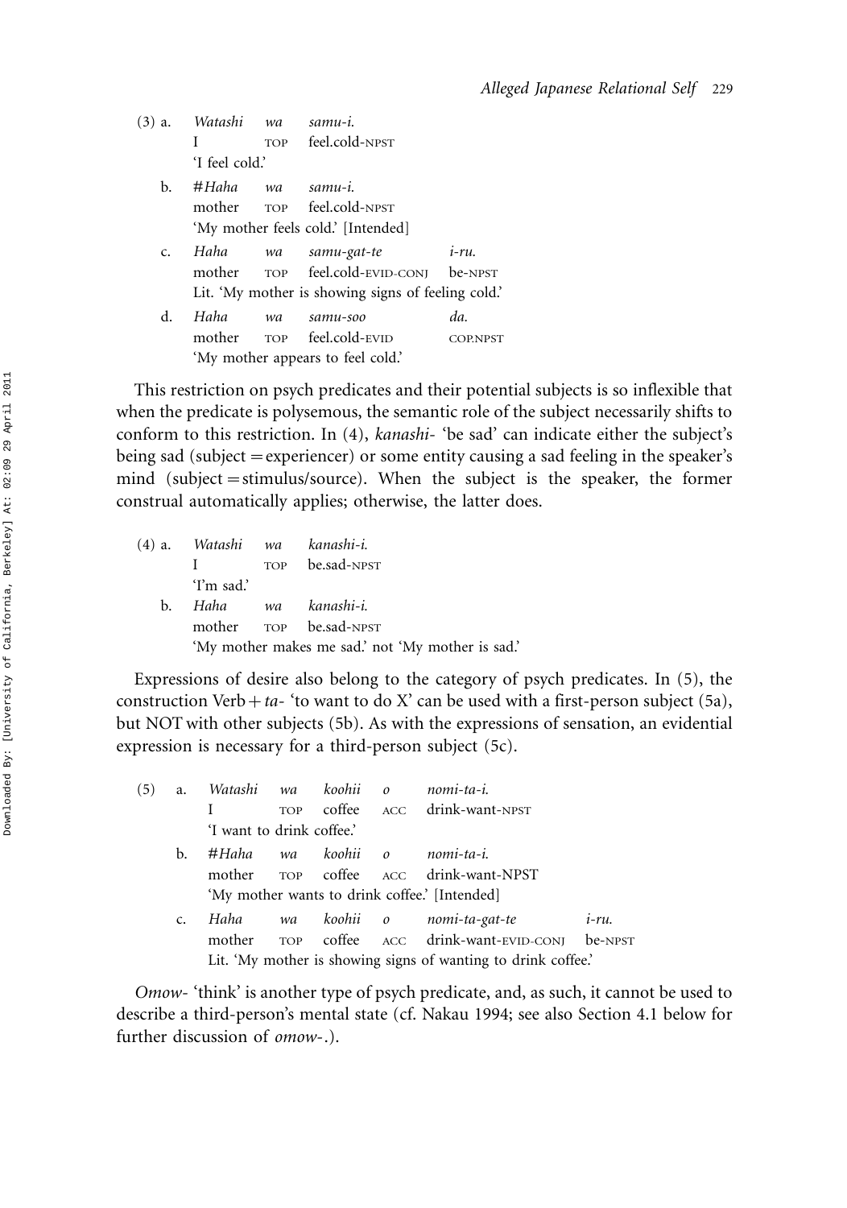(3) a. *Watashi* *wa* *samu-i.*
I TOP feel.cold-NPST
'I feel cold.'

b. #*Haha* *wa* *samu-i.*
mother TOP feel.cold-NPST
'My mother feels cold.' [Intended]

c. *Haha* *wa* *samu-gat-te* *i-ru.*
mother TOP feel.cold-EVID-CONJ be-NPST
Lit. 'My mother is showing signs of feeling cold.'

d. *Haha* *wa* *samu-soo* *da.*
mother TOP feel.cold-EVID COP.NPST
'My mother appears to feel cold.'

This restriction on psych predicates and their potential subjects is so inflexible that when the predicate is polysemous, the semantic role of the subject necessarily shifts to conform to this restriction. In (4), *kanashi-* 'be sad' can indicate either the subject's being sad (subject = experiencer) or some entity causing a sad feeling in the speaker's mind (subject = stimulus/source). When the subject is the speaker, the former construal automatically applies; otherwise, the latter does.

(4) a. *Watashi* *wa* *kanashi-i.*
I TOP be.sad-NPST
'I'm sad.'

b. *Haha* *wa* *kanashi-i.*
mother TOP be.sad-NPST
'My mother makes me sad.' not 'My mother is sad.'

Expressions of desire also belong to the category of psych predicates. In (5), the construction Verb + *ta-* 'to want to do X' can be used with a first-person subject (5a), but NOT with other subjects (5b). As with the expressions of sensation, an evidential expression is necessary for a third-person subject (5c).

(5) a. *Watashi* *wa* *koohii* *o* *nomi-ta-i.*
I TOP coffee ACC drink-want-NPST
'I want to drink coffee.'

b. #*Haha* *wa* *koohii* *o* *nomi-ta-i.*
mother TOP coffee ACC drink-want-NPST
'My mother wants to drink coffee.' [Intended]

c. *Haha* *wa* *koohii* *o* *nomi-ta-gat-te* *i-ru.*
mother TOP coffee ACC drink-want-EVID-CONJ be-NPST
Lit. 'My mother is showing signs of wanting to drink coffee.'

*Omow-* 'think' is another type of psych predicate, and, as such, it cannot be used to describe a third-person's mental state (cf. Nakau 1994; see also Section 4.1 below for further discussion of *omow-*.).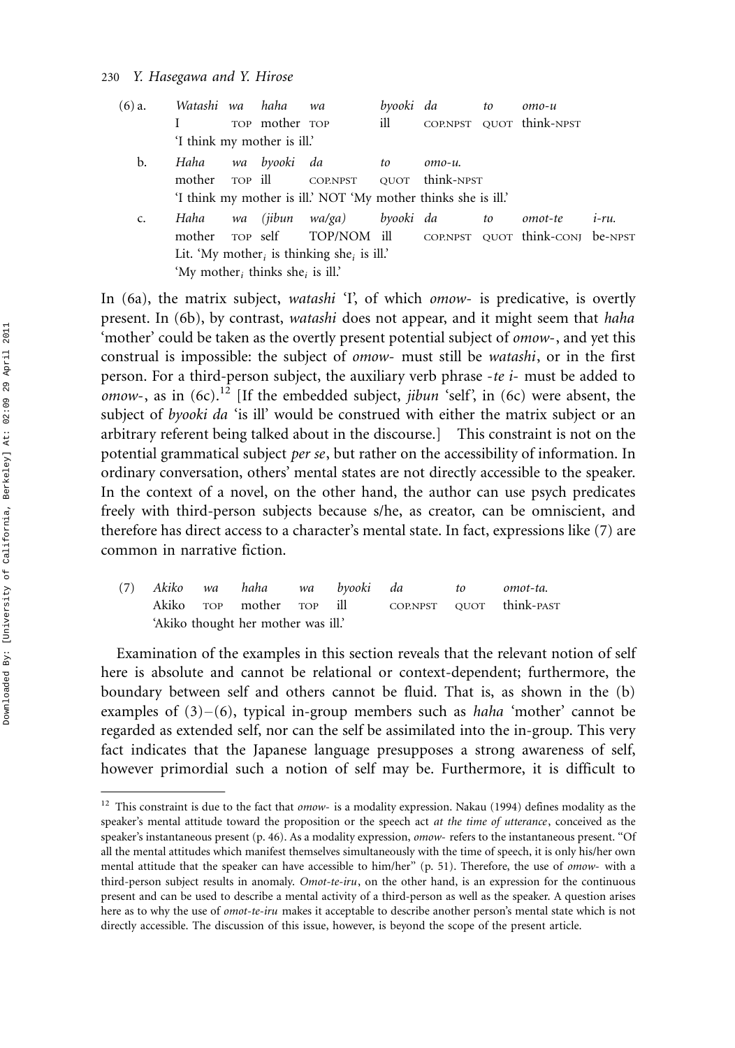(6) a. *Watashi wa haha wa byooki da to omo-u*
I TOP mother TOP ill COP.NPST QUOT think-NPST
'I think my mother is ill.'

b. *Haha wa byooki da to omo-u.*
mother TOP ill COP.NPST QUOT think-NPST
'I think my mother is ill.' NOT 'My mother thinks she is ill.'

c. *Haha wa (jibun wa/ga) byooki da to omot-te i-ru.*
mother TOP self TOP/NOM ill COP.NPST QUOT think-CONJ be-NPST
Lit. 'My mother$_i$ is thinking she$_i$ is ill.'
'My mother$_i$ thinks she$_i$ is ill.'

In (6a), the matrix subject, *watashi* 'I', of which *omow-* is predicative, is overtly present. In (6b), by contrast, *watashi* does not appear, and it might seem that *haha* 'mother' could be taken as the overtly present potential subject of *omow-*, and yet this construal is impossible: the subject of *omow-* must still be *watashi*, or in the first person. For a third-person subject, the auxiliary verb phrase *-te i-* must be added to *omow-*, as in (6c).[12] [If the embedded subject, *jibun* 'self', in (6c) were absent, the subject of *byooki da* 'is ill' would be construed with either the matrix subject or an arbitrary referent being talked about in the discourse.] This constraint is not on the potential grammatical subject *per se*, but rather on the accessibility of information. In ordinary conversation, others' mental states are not directly accessible to the speaker. In the context of a novel, on the other hand, the author can use psych predicates freely with third-person subjects because s/he, as creator, can be omniscient, and therefore has direct access to a character's mental state. In fact, expressions like (7) are common in narrative fiction.

(7) *Akiko wa haha wa byooki da to omot-ta.*
Akiko TOP mother TOP ill COP.NPST QUOT think-PAST
'Akiko thought her mother was ill.'

Examination of the examples in this section reveals that the relevant notion of self here is absolute and cannot be relational or context-dependent; furthermore, the boundary between self and others cannot be fluid. That is, as shown in the (b) examples of (3)–(6), typical in-group members such as *haha* 'mother' cannot be regarded as extended self, nor can the self be assimilated into the in-group. This very fact indicates that the Japanese language presupposes a strong awareness of self, however primordial such a notion of self may be. Furthermore, it is difficult to

---

[12] This constraint is due to the fact that *omow-* is a modality expression. Nakau (1994) defines modality as the speaker's mental attitude toward the proposition or the speech act *at the time of utterance*, conceived as the speaker's instantaneous present (p. 46). As a modality expression, *omow-* refers to the instantaneous present. "Of all the mental attitudes which manifest themselves simultaneously with the time of speech, it is only his/her own mental attitude that the speaker can have accessible to him/her" (p. 51). Therefore, the use of *omow-* with a third-person subject results in anomaly. *Omot-te-iru*, on the other hand, is an expression for the continuous present and can be used to describe a mental activity of a third-person as well as the speaker. A question arises here as to why the use of *omot-te-iru* makes it acceptable to describe another person's mental state which is not directly accessible. The discussion of this issue, however, is beyond the scope of the present article.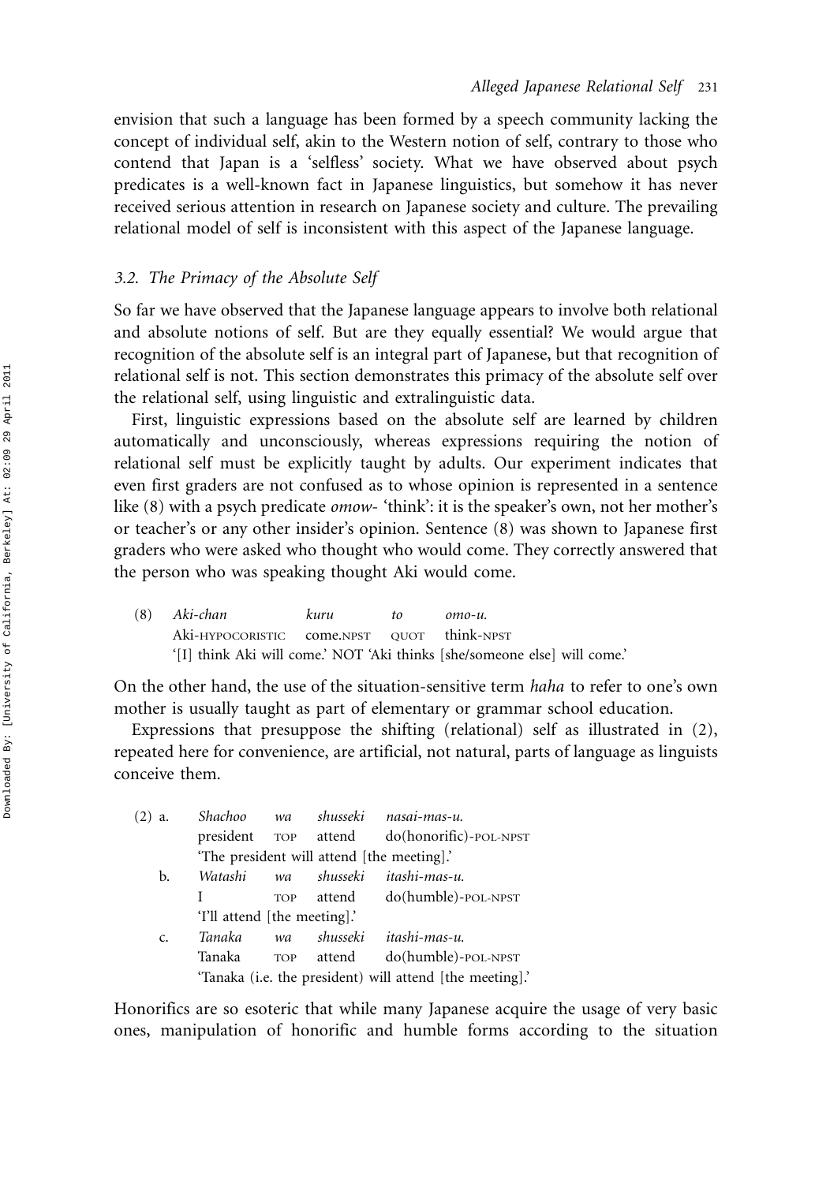envision that such a language has been formed by a speech community lacking the concept of individual self, akin to the Western notion of self, contrary to those who contend that Japan is a 'selfless' society. What we have observed about psych predicates is a well-known fact in Japanese linguistics, but somehow it has never received serious attention in research on Japanese society and culture. The prevailing relational model of self is inconsistent with this aspect of the Japanese language.

### 3.2. The Primacy of the Absolute Self

So far we have observed that the Japanese language appears to involve both relational and absolute notions of self. But are they equally essential? We would argue that recognition of the absolute self is an integral part of Japanese, but that recognition of relational self is not. This section demonstrates this primacy of the absolute self over the relational self, using linguistic and extralinguistic data.

First, linguistic expressions based on the absolute self are learned by children automatically and unconsciously, whereas expressions requiring the notion of relational self must be explicitly taught by adults. Our experiment indicates that even first graders are not confused as to whose opinion is represented in a sentence like (8) with a psych predicate *omow-* 'think': it is the speaker's own, not her mother's or teacher's or any other insider's opinion. Sentence (8) was shown to Japanese first graders who were asked who thought who would come. They correctly answered that the person who was speaking thought Aki would come.

(8) *Aki-chan kuru to omo-u.*
Aki-HYPOCORISTIC come.NPST QUOT think-NPST
'[I] think Aki will come.' NOT 'Aki thinks [she/someone else] will come.'

On the other hand, the use of the situation-sensitive term *haha* to refer to one's own mother is usually taught as part of elementary or grammar school education.

Expressions that presuppose the shifting (relational) self as illustrated in (2), repeated here for convenience, are artificial, not natural, parts of language as linguists conceive them.

(2) a. *Shachoo wa shusseki nasai-mas-u.*
president TOP attend do(honorific)-POL-NPST
'The president will attend [the meeting].'

b. *Watashi wa shusseki itashi-mas-u.*
I TOP attend do(humble)-POL-NPST
'I'll attend [the meeting].'

c. *Tanaka wa shusseki itashi-mas-u.*
Tanaka TOP attend do(humble)-POL-NPST
'Tanaka (i.e. the president) will attend [the meeting].'

Honorifics are so esoteric that while many Japanese acquire the usage of very basic ones, manipulation of honorific and humble forms according to the situation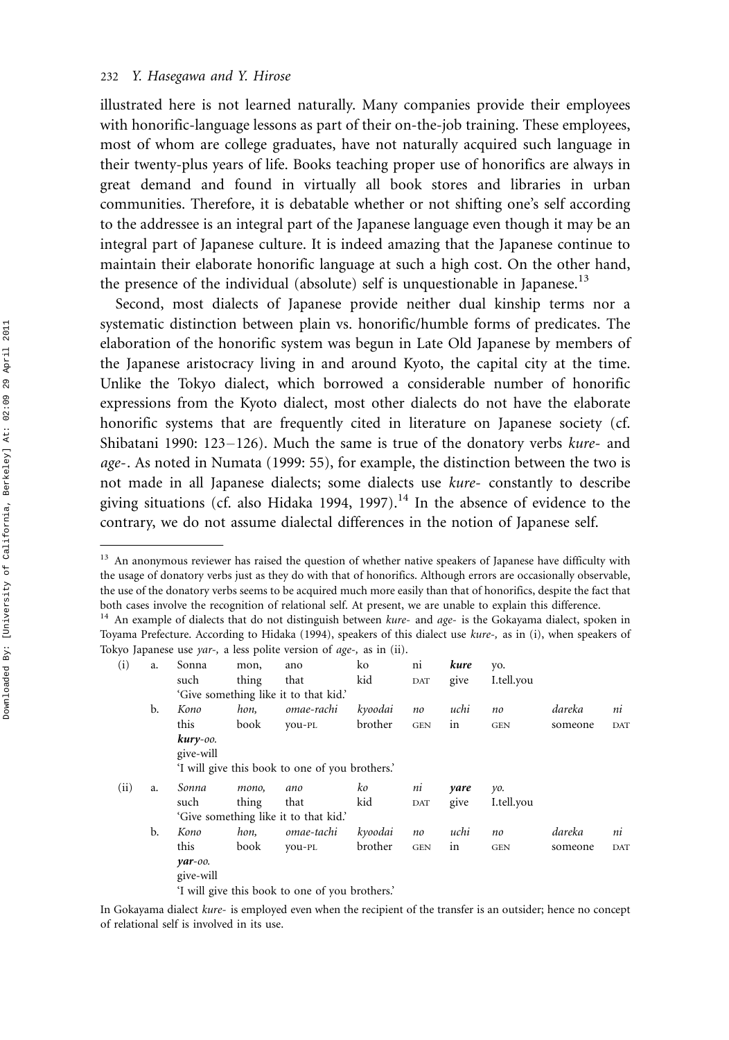illustrated here is not learned naturally. Many companies provide their employees with honorific-language lessons as part of their on-the-job training. These employees, most of whom are college graduates, have not naturally acquired such language in their twenty-plus years of life. Books teaching proper use of honorifics are always in great demand and found in virtually all book stores and libraries in urban communities. Therefore, it is debatable whether or not shifting one's self according to the addressee is an integral part of the Japanese language even though it may be an integral part of Japanese culture. It is indeed amazing that the Japanese continue to maintain their elaborate honorific language at such a high cost. On the other hand, the presence of the individual (absolute) self is unquestionable in Japanese.[13]

Second, most dialects of Japanese provide neither dual kinship terms nor a systematic distinction between plain vs. honorific/humble forms of predicates. The elaboration of the honorific system was begun in Late Old Japanese by members of the Japanese aristocracy living in and around Kyoto, the capital city at the time. Unlike the Tokyo dialect, which borrowed a considerable number of honorific expressions from the Kyoto dialect, most other dialects do not have the elaborate honorific systems that are frequently cited in literature on Japanese society (cf. Shibatani 1990: 123–126). Much the same is true of the donatory verbs *kure-* and *age-*. As noted in Numata (1999: 55), for example, the distinction between the two is not made in all Japanese dialects; some dialects use *kure-* constantly to describe giving situations (cf. also Hidaka 1994, 1997).[14] In the absence of evidence to the contrary, we do not assume dialectal differences in the notion of Japanese self.

---

[13] An anonymous reviewer has raised the question of whether native speakers of Japanese have difficulty with the usage of donatory verbs just as they do with that of honorifics. Although errors are occasionally observable, the use of the donatory verbs seems to be acquired much more easily than that of honorifics, despite the fact that both cases involve the recognition of relational self. At present, we are unable to explain this difference.

[14] An example of dialects that do not distinguish between *kure-* and *age-* is the Gokayama dialect, spoken in Toyama Prefecture. According to Hidaka (1994), speakers of this dialect use *kure-*, as in (i), when speakers of Tokyo Japanese use *yar-*, a less polite version of *age-*, as in (ii).

(i) a. Sonna mon, ano ko ni ***kure*** yo.
such thing that kid DAT give I.tell.you
'Give something like it to that kid.'

b. *Kono hon, omae-rachi kyoodai no uchi no dareka ni* ***kury****-oo.*
this book you-PL brother GEN in GEN someone DAT give-will
'I will give this book to one of you brothers.'

(ii) a. *Sonna mono, ano ko ni* ***yare*** *yo.*
such thing that kid DAT give I.tell.you
'Give something like it to that kid.'

b. *Kono hon, omae-tachi kyoodai no uchi no dareka ni* ***yar****-oo.*
this book you-PL brother GEN in GEN someone DAT give-will
'I will give this book to one of you brothers.'

In Gokayama dialect *kure-* is employed even when the recipient of the transfer is an outsider; hence no concept of relational self is involved in its use.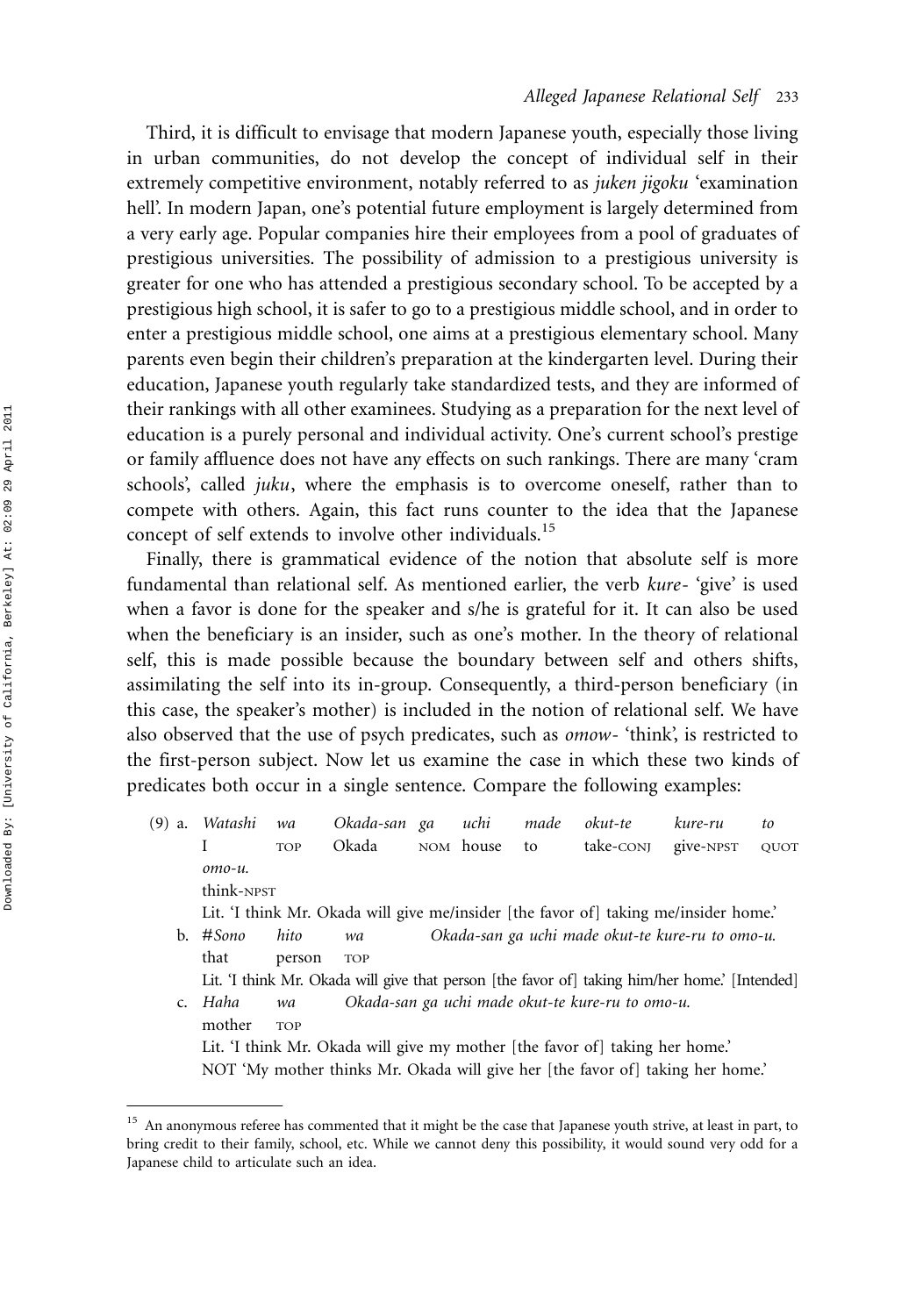Third, it is difficult to envisage that modern Japanese youth, especially those living in urban communities, do not develop the concept of individual self in their extremely competitive environment, notably referred to as *juken jigoku* 'examination hell'. In modern Japan, one's potential future employment is largely determined from a very early age. Popular companies hire their employees from a pool of graduates of prestigious universities. The possibility of admission to a prestigious university is greater for one who has attended a prestigious secondary school. To be accepted by a prestigious high school, it is safer to go to a prestigious middle school, and in order to enter a prestigious middle school, one aims at a prestigious elementary school. Many parents even begin their children's preparation at the kindergarten level. During their education, Japanese youth regularly take standardized tests, and they are informed of their rankings with all other examinees. Studying as a preparation for the next level of education is a purely personal and individual activity. One's current school's prestige or family affluence does not have any effects on such rankings. There are many 'cram schools', called *juku*, where the emphasis is to overcome oneself, rather than to compete with others. Again, this fact runs counter to the idea that the Japanese concept of self extends to involve other individuals.[15]

Finally, there is grammatical evidence of the notion that absolute self is more fundamental than relational self. As mentioned earlier, the verb *kure-* 'give' is used when a favor is done for the speaker and s/he is grateful for it. It can also be used when the beneficiary is an insider, such as one's mother. In the theory of relational self, this is made possible because the boundary between self and others shifts, assimilating the self into its in-group. Consequently, a third-person beneficiary (in this case, the speaker's mother) is included in the notion of relational self. We have also observed that the use of psych predicates, such as *omow-* 'think', is restricted to the first-person subject. Now let us examine the case in which these two kinds of predicates both occur in a single sentence. Compare the following examples:

(9) a. *Watashi wa Okada-san ga uchi made okut-te kure-ru to omo-u.*
I TOP Okada NOM house to take-CONJ give-NPST QUOT think-NPST
Lit. 'I think Mr. Okada will give me/insider [the favor of] taking me/insider home.'

b. #*Sono hito wa Okada-san ga uchi made okut-te kure-ru to omo-u.*
that person TOP
Lit. 'I think Mr. Okada will give that person [the favor of] taking him/her home.' [Intended]

c. *Haha wa Okada-san ga uchi made okut-te kure-ru to omo-u.*
mother TOP
Lit. 'I think Mr. Okada will give my mother [the favor of] taking her home.'
NOT 'My mother thinks Mr. Okada will give her [the favor of] taking her home.'

---

[15] An anonymous referee has commented that it might be the case that Japanese youth strive, at least in part, to bring credit to their family, school, etc. While we cannot deny this possibility, it would sound very odd for a Japanese child to articulate such an idea.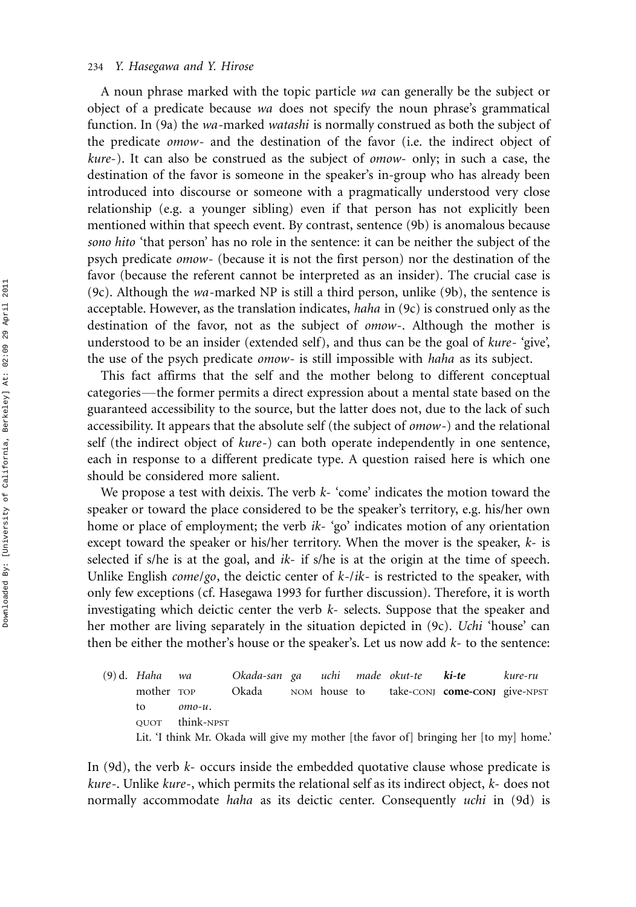A noun phrase marked with the topic particle *wa* can generally be the subject or object of a predicate because *wa* does not specify the noun phrase's grammatical function. In (9a) the *wa*-marked *watashi* is normally construed as both the subject of the predicate *omow*- and the destination of the favor (i.e. the indirect object of *kure*-). It can also be construed as the subject of *omow*- only; in such a case, the destination of the favor is someone in the speaker's in-group who has already been introduced into discourse or someone with a pragmatically understood very close relationship (e.g. a younger sibling) even if that person has not explicitly been mentioned within that speech event. By contrast, sentence (9b) is anomalous because *sono hito* 'that person' has no role in the sentence: it can be neither the subject of the psych predicate *omow*- (because it is not the first person) nor the destination of the favor (because the referent cannot be interpreted as an insider). The crucial case is (9c). Although the *wa*-marked NP is still a third person, unlike (9b), the sentence is acceptable. However, as the translation indicates, *haha* in (9c) is construed only as the destination of the favor, not as the subject of *omow*-. Although the mother is understood to be an insider (extended self), and thus can be the goal of *kure*- 'give', the use of the psych predicate *omow*- is still impossible with *haha* as its subject.

This fact affirms that the self and the mother belong to different conceptual categories—the former permits a direct expression about a mental state based on the guaranteed accessibility to the source, but the latter does not, due to the lack of such accessibility. It appears that the absolute self (the subject of *omow*-) and the relational self (the indirect object of *kure*-) can both operate independently in one sentence, each in response to a different predicate type. A question raised here is which one should be considered more salient.

We propose a test with deixis. The verb *k*- 'come' indicates the motion toward the speaker or toward the place considered to be the speaker's territory, e.g. his/her own home or place of employment; the verb *ik*- 'go' indicates motion of any orientation except toward the speaker or his/her territory. When the mover is the speaker, *k*- is selected if s/he is at the goal, and *ik*- if s/he is at the origin at the time of speech. Unlike English *come*/*go*, the deictic center of *k*-/*ik*- is restricted to the speaker, with only few exceptions (cf. Hasegawa 1993 for further discussion). Therefore, it is worth investigating which deictic center the verb *k*- selects. Suppose that the speaker and her mother are living separately in the situation depicted in (9c). *Uchi* 'house' can then be either the mother's house or the speaker's. Let us now add *k*- to the sentence:

(9) d. *Haha* *wa* *Okada-san* *ga* *uchi* *made* *okut-te* ***ki-te*** *kure-ru*
mother TOP Okada NOM house to take-CONJ **come-CONJ** give-NPST
*to* *omo-u*.
QUOT think-NPST
Lit. 'I think Mr. Okada will give my mother [the favor of] bringing her [to my] home.'

In (9d), the verb *k*- occurs inside the embedded quotative clause whose predicate is *kure*-. Unlike *kure*-, which permits the relational self as its indirect object, *k*- does not normally accommodate *haha* as its deictic center. Consequently *uchi* in (9d) is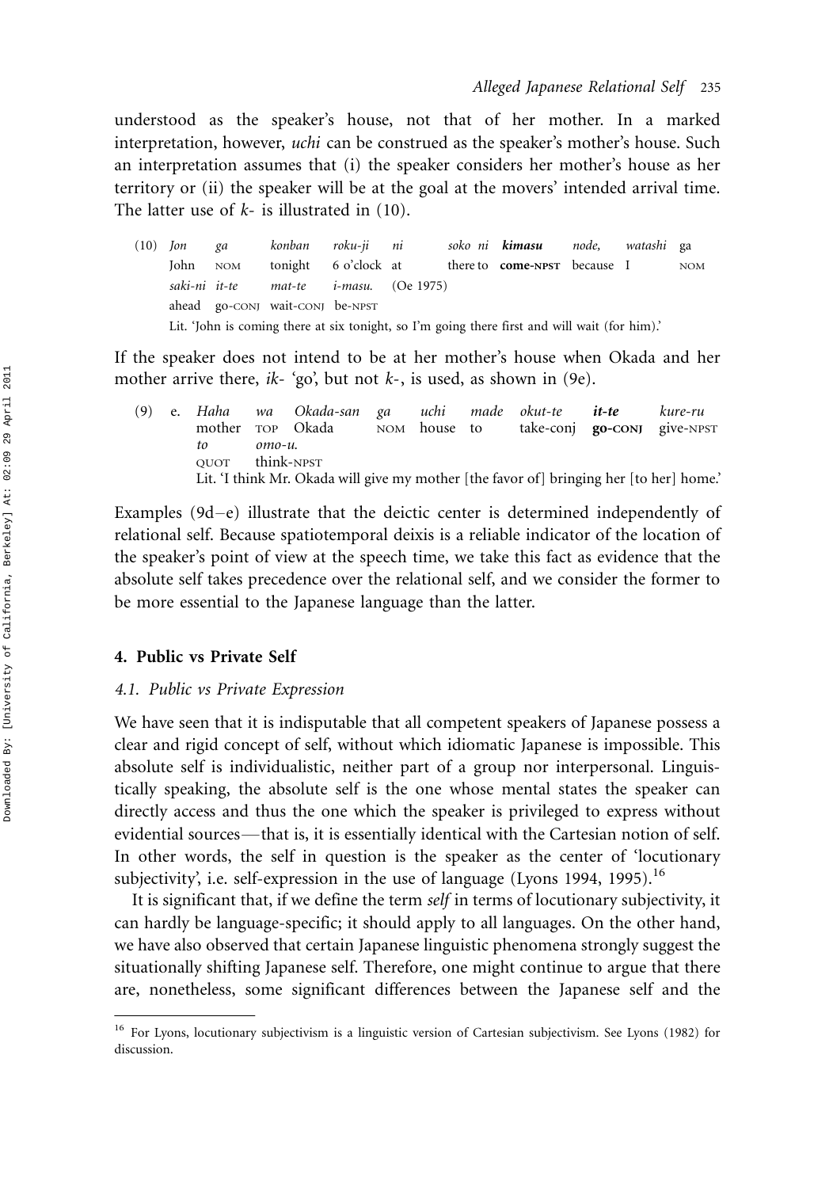understood as the speaker's house, not that of her mother. In a marked interpretation, however, *uchi* can be construed as the speaker's mother's house. Such an interpretation assumes that (i) the speaker considers her mother's house as her territory or (ii) the speaker will be at the goal at the movers' intended arrival time. The latter use of *k-* is illustrated in (10).

(10) *Jon ga konban roku-ji ni soko ni* ***kimasu*** *node, watashi* ga
John NOM tonight 6 o'clock at there to **come-NPST** because I NOM
*saki-ni it-te mat-te i-masu.* (Oe 1975)
ahead go-CONJ wait-CONJ be-NPST
Lit. 'John is coming there at six tonight, so I'm going there first and will wait (for him).'

If the speaker does not intend to be at her mother's house when Okada and her mother arrive there, *ik-* 'go', but not *k-*, is used, as shown in (9e).

(9) e. *Haha wa Okada-san ga uchi made okut-te* ***it-te*** *kure-ru*
mother TOP Okada NOM house to take-conj **go-CONJ** give-NPST
*to omo-u.*
QUOT think-NPST
Lit. 'I think Mr. Okada will give my mother [the favor of] bringing her [to her] home.'

Examples (9d–e) illustrate that the deictic center is determined independently of relational self. Because spatiotemporal deixis is a reliable indicator of the location of the speaker's point of view at the speech time, we take this fact as evidence that the absolute self takes precedence over the relational self, and we consider the former to be more essential to the Japanese language than the latter.

## 4. Public vs Private Self

### 4.1. Public vs Private Expression

We have seen that it is indisputable that all competent speakers of Japanese possess a clear and rigid concept of self, without which idiomatic Japanese is impossible. This absolute self is individualistic, neither part of a group nor interpersonal. Linguistically speaking, the absolute self is the one whose mental states the speaker can directly access and thus the one which the speaker is privileged to express without evidential sources—that is, it is essentially identical with the Cartesian notion of self. In other words, the self in question is the speaker as the center of 'locutionary subjectivity', i.e. self-expression in the use of language (Lyons 1994, 1995).[16]

It is significant that, if we define the term *self* in terms of locutionary subjectivity, it can hardly be language-specific; it should apply to all languages. On the other hand, we have also observed that certain Japanese linguistic phenomena strongly suggest the situationally shifting Japanese self. Therefore, one might continue to argue that there are, nonetheless, some significant differences between the Japanese self and the

[16] For Lyons, locutionary subjectivism is a linguistic version of Cartesian subjectivism. See Lyons (1982) for discussion.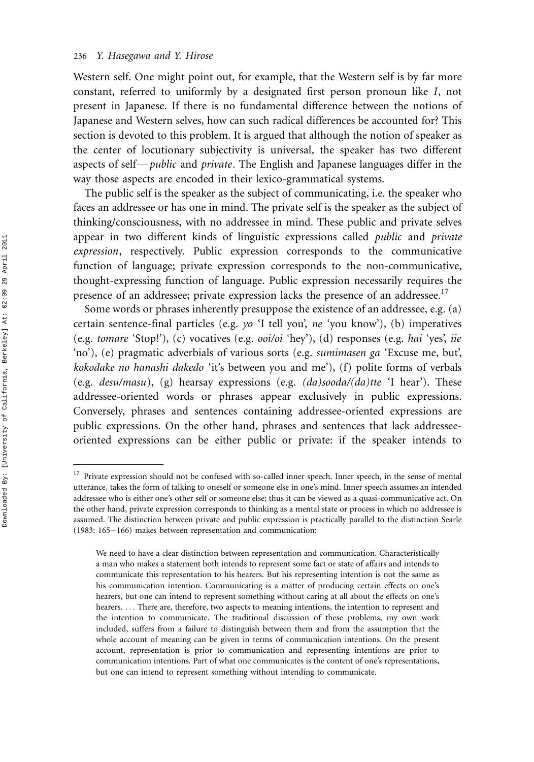Western self. One might point out, for example, that the Western self is by far more constant, referred to uniformly by a designated first person pronoun like *I*, not present in Japanese. If there is no fundamental difference between the notions of Japanese and Western selves, how can such radical differences be accounted for? This section is devoted to this problem. It is argued that although the notion of speaker as the center of locutionary subjectivity is universal, the speaker has two different aspects of self—*public* and *private*. The English and Japanese languages differ in the way those aspects are encoded in their lexico-grammatical systems.

The public self is the speaker as the subject of communicating, i.e. the speaker who faces an addressee or has one in mind. The private self is the speaker as the subject of thinking/consciousness, with no addressee in mind. These public and private selves appear in two different kinds of linguistic expressions called *public* and *private expression*, respectively. Public expression corresponds to the communicative function of language; private expression corresponds to the non-communicative, thought-expressing function of language. Public expression necessarily requires the presence of an addressee; private expression lacks the presence of an addressee.[17]

Some words or phrases inherently presuppose the existence of an addressee, e.g. (a) certain sentence-final particles (e.g. *yo* 'I tell you', *ne* 'you know'), (b) imperatives (e.g. *tomare* 'Stop!'), (c) vocatives (e.g. *ooi/oi* 'hey'), (d) responses (e.g. *hai* 'yes', *iie* 'no'), (e) pragmatic adverbials of various sorts (e.g. *sumimasen ga* 'Excuse me, but', *kokodake no hanashi dakedo* 'it's between you and me'), (f) polite forms of verbals (e.g. *desu/masu*), (g) hearsay expressions (e.g. *(da)sooda/(da)tte* 'I hear'). These addressee-oriented words or phrases appear exclusively in public expressions. Conversely, phrases and sentences containing addressee-oriented expressions are public expressions. On the other hand, phrases and sentences that lack addressee-oriented expressions can be either public or private: if the speaker intends to

---

[17] Private expression should not be confused with so-called inner speech. Inner speech, in the sense of mental utterance, takes the form of talking to oneself or someone else in one's mind. Inner speech assumes an intended addressee who is either one's other self or someone else; thus it can be viewed as a quasi-communicative act. On the other hand, private expression corresponds to thinking as a mental state or process in which no addressee is assumed. The distinction between private and public expression is practically parallel to the distinction Searle (1983: 165–166) makes between representation and communication:

> We need to have a clear distinction between representation and communication. Characteristically a man who makes a statement both intends to represent some fact or state of affairs and intends to communicate this representation to his hearers. But his representing intention is not the same as his communication intention. Communicating is a matter of producing certain effects on one's hearers, but one can intend to represent something without caring at all about the effects on one's hearers. . . . There are, therefore, two aspects to meaning intentions, the intention to represent and the intention to communicate. The traditional discussion of these problems, my own work included, suffers from a failure to distinguish between them and from the assumption that the whole account of meaning can be given in terms of communication intentions. On the present account, representation is prior to communication and representing intentions are prior to communication intentions. Part of what one communicates is the content of one's representations, but one can intend to represent something without intending to communicate.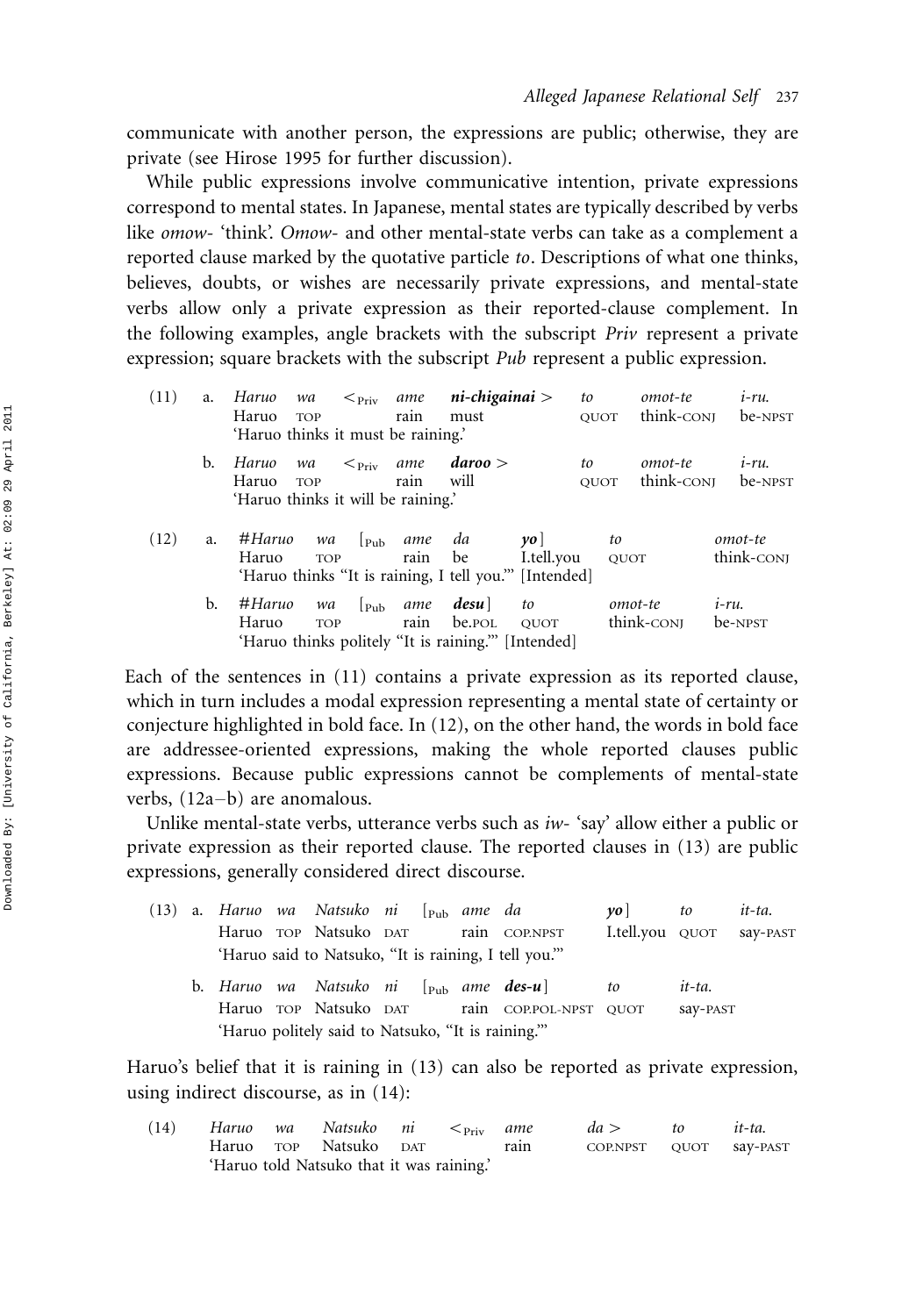communicate with another person, the expressions are public; otherwise, they are private (see Hirose 1995 for further discussion).

While public expressions involve communicative intention, private expressions correspond to mental states. In Japanese, mental states are typically described by verbs like *omow-* 'think'. *Omow-* and other mental-state verbs can take as a complement a reported clause marked by the quotative particle *to*. Descriptions of what one thinks, believes, doubts, or wishes are necessarily private expressions, and mental-state verbs allow only a private expression as their reported-clause complement. In the following examples, angle brackets with the subscript *Priv* represent a private expression; square brackets with the subscript *Pub* represent a public expression.

(11) a. *Haruo wa* $<_{Priv}$ *ame* ***ni-chigainai*** $>$ *to omot-te i-ru.*
Haruo TOP rain must QUOT think-CONJ be-NPST
'Haruo thinks it must be raining.'

b. *Haruo wa* $<_{Priv}$ *ame* ***daroo*** $>$ *to omot-te i-ru.*
Haruo TOP rain will QUOT think-CONJ be-NPST
'Haruo thinks it will be raining.'

(12) a. #*Haruo wa* [$_{Pub}$ *ame da* ***yo***] *to omot-te*
Haruo TOP rain be I.tell.you QUOT think-CONJ
'Haruo thinks "It is raining, I tell you."' [Intended]

b. #*Haruo wa* [$_{Pub}$ *ame* ***desu***] *to omot-te i-ru.*
Haruo TOP rain be.POL QUOT think-CONJ be-NPST
'Haruo thinks politely "It is raining."' [Intended]

Each of the sentences in (11) contains a private expression as its reported clause, which in turn includes a modal expression representing a mental state of certainty or conjecture highlighted in bold face. In (12), on the other hand, the words in bold face are addressee-oriented expressions, making the whole reported clauses public expressions. Because public expressions cannot be complements of mental-state verbs, (12a–b) are anomalous.

Unlike mental-state verbs, utterance verbs such as *iw-* 'say' allow either a public or private expression as their reported clause. The reported clauses in (13) are public expressions, generally considered direct discourse.

(13) a. *Haruo wa Natsuko ni* [$_{Pub}$ *ame da* ***yo***] *to it-ta.*
Haruo TOP Natsuko DAT rain COP.NPST I.tell.you QUOT say-PAST
'Haruo said to Natsuko, "It is raining, I tell you."'

b. *Haruo wa Natsuko ni* [$_{Pub}$ *ame* ***des-u***] *to it-ta.*
Haruo TOP Natsuko DAT rain COP.POL-NPST QUOT say-PAST
'Haruo politely said to Natsuko, "It is raining."'

Haruo's belief that it is raining in (13) can also be reported as private expression, using indirect discourse, as in (14):

(14) *Haruo wa Natsuko ni* $<_{Priv}$ *ame da* $>$ *to it-ta.*
Haruo TOP Natsuko DAT rain COP.NPST QUOT say-PAST
'Haruo told Natsuko that it was raining.'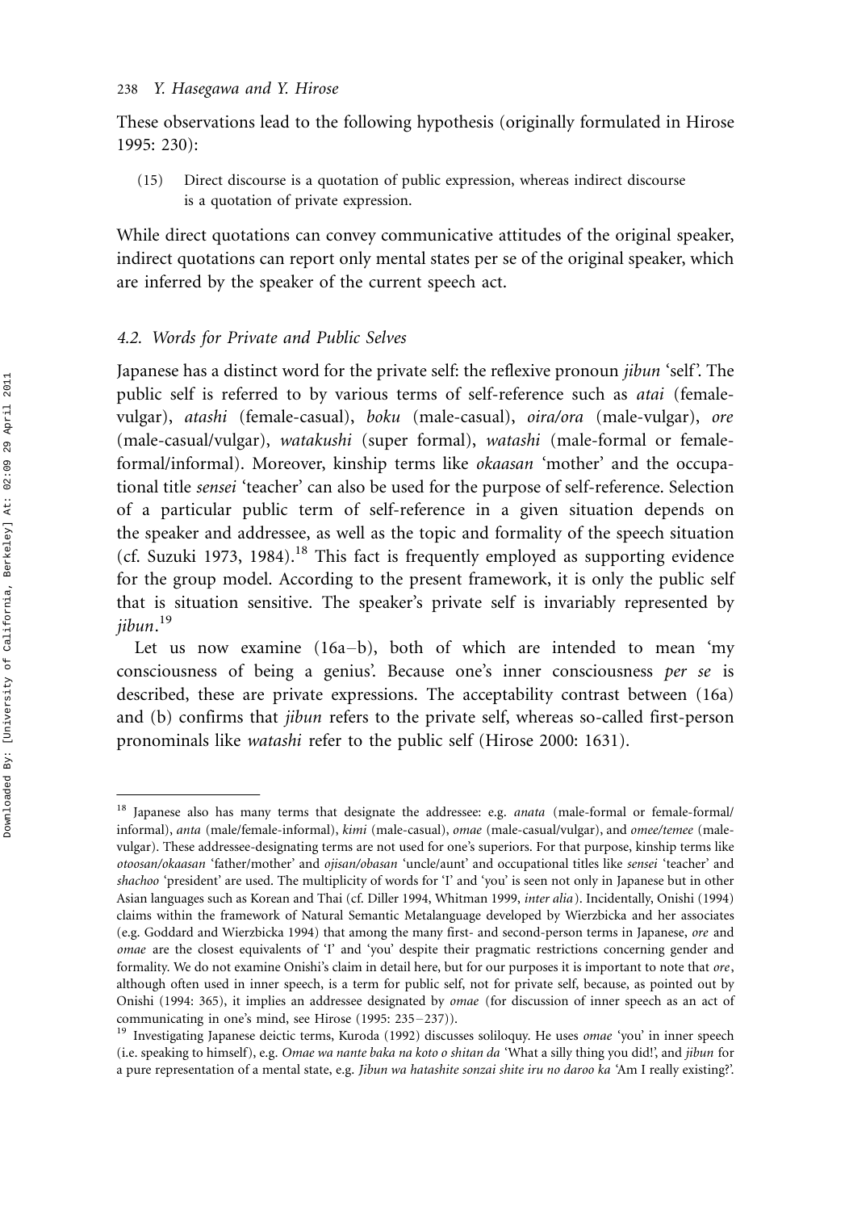These observations lead to the following hypothesis (originally formulated in Hirose 1995: 230):

(15) Direct discourse is a quotation of public expression, whereas indirect discourse is a quotation of private expression.

While direct quotations can convey communicative attitudes of the original speaker, indirect quotations can report only mental states per se of the original speaker, which are inferred by the speaker of the current speech act.

### 4.2. Words for Private and Public Selves

Japanese has a distinct word for the private self: the reflexive pronoun *jibun* 'self'. The public self is referred to by various terms of self-reference such as *atai* (female-vulgar), *atashi* (female-casual), *boku* (male-casual), *oira/ora* (male-vulgar), *ore* (male-casual/vulgar), *watakushi* (super formal), *watashi* (male-formal or female-formal/informal). Moreover, kinship terms like *okaasan* 'mother' and the occupational title *sensei* 'teacher' can also be used for the purpose of self-reference. Selection of a particular public term of self-reference in a given situation depends on the speaker and addressee, as well as the topic and formality of the speech situation (cf. Suzuki 1973, 1984).[18] This fact is frequently employed as supporting evidence for the group model. According to the present framework, it is only the public self that is situation sensitive. The speaker's private self is invariably represented by *jibun*.[19]

Let us now examine (16a–b), both of which are intended to mean 'my consciousness of being a genius'. Because one's inner consciousness *per se* is described, these are private expressions. The acceptability contrast between (16a) and (b) confirms that *jibun* refers to the private self, whereas so-called first-person pronominals like *watashi* refer to the public self (Hirose 2000: 1631).

---

[18] Japanese also has many terms that designate the addressee: e.g. *anata* (male-formal or female-formal/informal), *anta* (male/female-informal), *kimi* (male-casual), *omae* (male-casual/vulgar), and *omee/temee* (male-vulgar). These addressee-designating terms are not used for one's superiors. For that purpose, kinship terms like *otoosan/okaasan* 'father/mother' and *ojisan/obasan* 'uncle/aunt' and occupational titles like *sensei* 'teacher' and *shachoo* 'president' are used. The multiplicity of words for 'I' and 'you' is seen not only in Japanese but in other Asian languages such as Korean and Thai (cf. Diller 1994, Whitman 1999, *inter alia*). Incidentally, Onishi (1994) claims within the framework of Natural Semantic Metalanguage developed by Wierzbicka and her associates (e.g. Goddard and Wierzbicka 1994) that among the many first- and second-person terms in Japanese, *ore* and *omae* are the closest equivalents of 'I' and 'you' despite their pragmatic restrictions concerning gender and formality. We do not examine Onishi's claim in detail here, but for our purposes it is important to note that *ore*, although often used in inner speech, is a term for public self, not for private self, because, as pointed out by Onishi (1994: 365), it implies an addressee designated by *omae* (for discussion of inner speech as an act of communicating in one's mind, see Hirose (1995: 235–237)).

[19] Investigating Japanese deictic terms, Kuroda (1992) discusses soliloquy. He uses *omae* 'you' in inner speech (i.e. speaking to himself), e.g. *Omae wa nante baka na koto o shitan da* 'What a silly thing you did!', and *jibun* for a pure representation of a mental state, e.g. *Jibun wa hatashite sonzai shite iru no daroo ka* 'Am I really existing?'.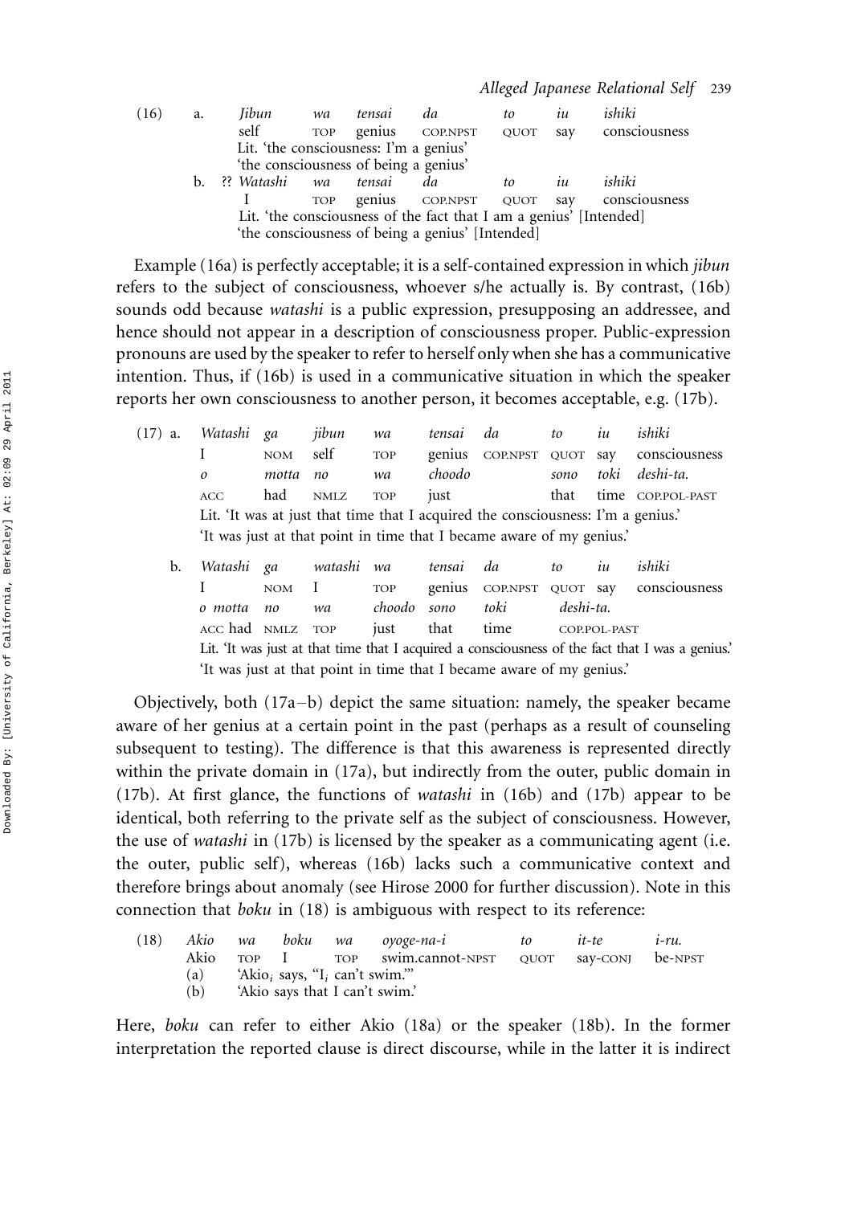(16) a. *Jibun* *wa* *tensai* *da* *to* *iu* *ishiki*
self TOP genius COP.NPST QUOT say consciousness
Lit. 'the consciousness: I'm a genius'
'the consciousness of being a genius'

b. ?? *Watashi* *wa* *tensai* *da* *to* *iu* *ishiki*
I TOP genius COP.NPST QUOT say consciousness
Lit. 'the consciousness of the fact that I am a genius' [Intended]
'the consciousness of being a genius' [Intended]

Example (16a) is perfectly acceptable; it is a self-contained expression in which *jibun* refers to the subject of consciousness, whoever s/he actually is. By contrast, (16b) sounds odd because *watashi* is a public expression, presupposing an addressee, and hence should not appear in a description of consciousness proper. Public-expression pronouns are used by the speaker to refer to herself only when she has a communicative intention. Thus, if (16b) is used in a communicative situation in which the speaker reports her own consciousness to another person, it becomes acceptable, e.g. (17b).

(17) a. *Watashi* *ga* *jibun* *wa* *tensai* *da* *to* *iu* *ishiki*
I NOM self TOP genius COP.NPST QUOT say consciousness
*o* *motta* *no* *wa* *choodo* *sono* *toki* *deshi-ta.*
ACC had NMLZ TOP just that time COP.POL-PAST
Lit. 'It was at just that time that I acquired the consciousness: I'm a genius.'
'It was just at that point in time that I became aware of my genius.'

b. *Watashi* *ga* *watashi* *wa* *tensai* *da* *to* *iu* *ishiki*
I NOM I TOP genius COP.NPST QUOT say consciousness
*o motta* *no* *wa* *choodo* *sono* *toki* *deshi-ta.*
ACC had NMLZ TOP just that time COP.POL-PAST
Lit. 'It was just at that time that I acquired a consciousness of the fact that I was a genius.'
'It was just at that point in time that I became aware of my genius.'

Objectively, both (17a–b) depict the same situation: namely, the speaker became aware of her genius at a certain point in the past (perhaps as a result of counseling subsequent to testing). The difference is that this awareness is represented directly within the private domain in (17a), but indirectly from the outer, public domain in (17b). At first glance, the functions of *watashi* in (16b) and (17b) appear to be identical, both referring to the private self as the subject of consciousness. However, the use of *watashi* in (17b) is licensed by the speaker as a communicating agent (i.e. the outer, public self), whereas (16b) lacks such a communicative context and therefore brings about anomaly (see Hirose 2000 for further discussion). Note in this connection that *boku* in (18) is ambiguous with respect to its reference:

(18) *Akio* *wa* *boku* *wa* *oyoge-na-i* *to* *it-te* *i-ru.*
Akio TOP I TOP swim.cannot-NPST QUOT say-CONJ be-NPST
(a) 'Akio$_i$ says, "I$_i$ can't swim."'
(b) 'Akio says that I can't swim.'

Here, *boku* can refer to either Akio (18a) or the speaker (18b). In the former interpretation the reported clause is direct discourse, while in the latter it is indirect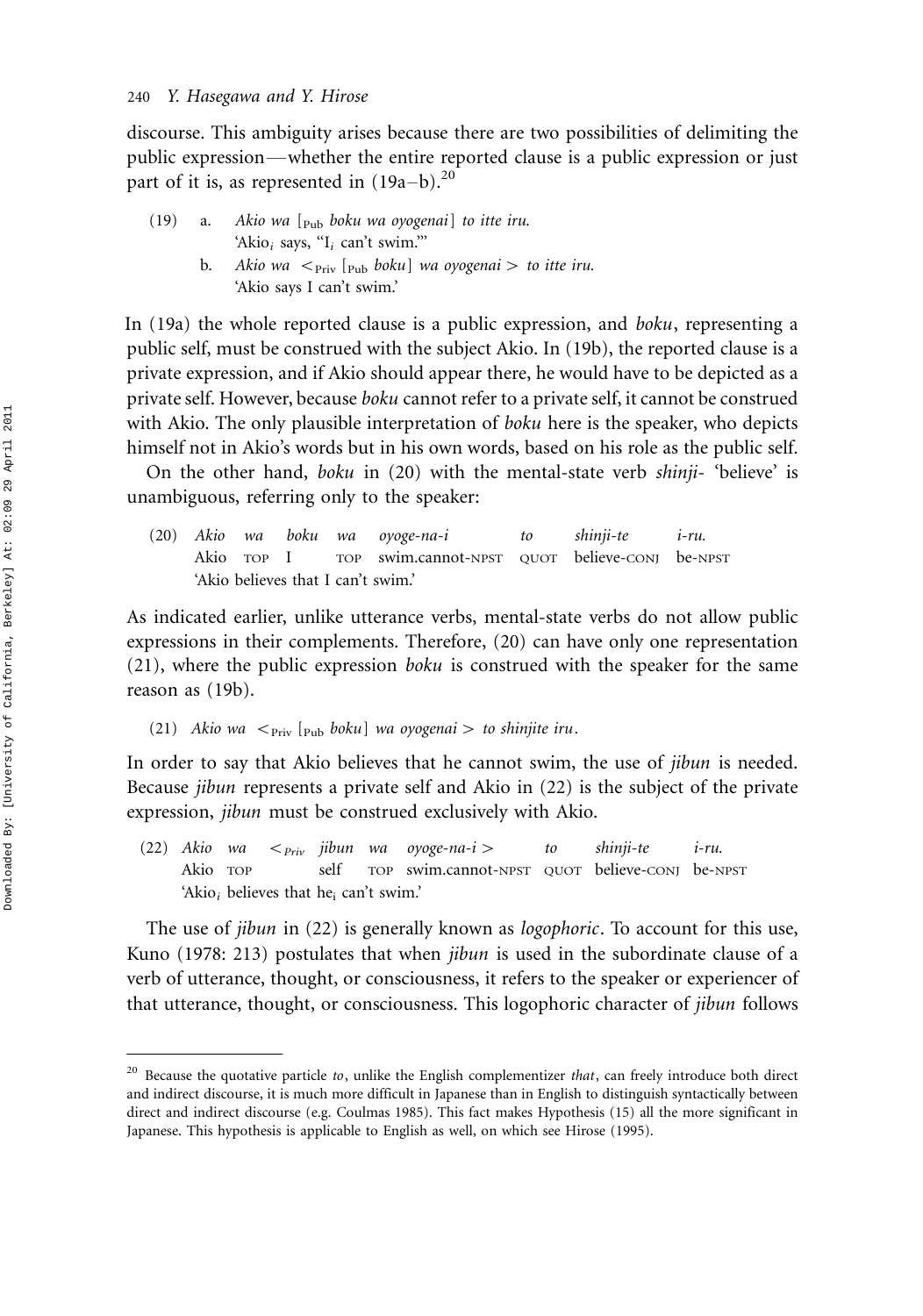discourse. This ambiguity arises because there are two possibilities of delimiting the public expression—whether the entire reported clause is a public expression or just part of it is, as represented in (19a–b).[20]

(19) a. *Akio wa* [$_{\text{Pub}}$ *boku wa oyogenai*] *to itte iru.*
'Akio$_i$ says, "I$_i$ can't swim."'

b. *Akio wa* $<_{\text{Priv}}$ [$_{\text{Pub}}$ *boku*] *wa oyogenai* $>$ *to itte iru.*
'Akio says I can't swim.'

In (19a) the whole reported clause is a public expression, and *boku*, representing a public self, must be construed with the subject Akio. In (19b), the reported clause is a private expression, and if Akio should appear there, he would have to be depicted as a private self. However, because *boku* cannot refer to a private self, it cannot be construed with Akio. The only plausible interpretation of *boku* here is the speaker, who depicts himself not in Akio's words but in his own words, based on his role as the public self.

On the other hand, *boku* in (20) with the mental-state verb *shinji-* 'believe' is unambiguous, referring only to the speaker:

(20) *Akio wa boku wa oyoge-na-i to shinji-te i-ru.*
Akio TOP I TOP swim.cannot-NPST QUOT believe-CONJ be-NPST
'Akio believes that I can't swim.'

As indicated earlier, unlike utterance verbs, mental-state verbs do not allow public expressions in their complements. Therefore, (20) can have only one representation (21), where the public expression *boku* is construed with the speaker for the same reason as (19b).

(21) *Akio wa* $<_{\text{Priv}}$ [$_{\text{Pub}}$ *boku*] *wa oyogenai* $>$ *to shinjite iru*.

In order to say that Akio believes that he cannot swim, the use of *jibun* is needed. Because *jibun* represents a private self and Akio in (22) is the subject of the private expression, *jibun* must be construed exclusively with Akio.

(22) *Akio wa* $<_{Priv}$ *jibun wa oyoge-na-i* $>$ *to shinji-te i-ru.*
Akio TOP self TOP swim.cannot-NPST QUOT believe-CONJ be-NPST
'Akio$_i$ believes that he$_i$ can't swim.'

The use of *jibun* in (22) is generally known as *logophoric*. To account for this use, Kuno (1978: 213) postulates that when *jibun* is used in the subordinate clause of a verb of utterance, thought, or consciousness, it refers to the speaker or experiencer of that utterance, thought, or consciousness. This logophoric character of *jibun* follows

[20] Because the quotative particle *to*, unlike the English complementizer *that*, can freely introduce both direct and indirect discourse, it is much more difficult in Japanese than in English to distinguish syntactically between direct and indirect discourse (e.g. Coulmas 1985). This fact makes Hypothesis (15) all the more significant in Japanese. This hypothesis is applicable to English as well, on which see Hirose (1995).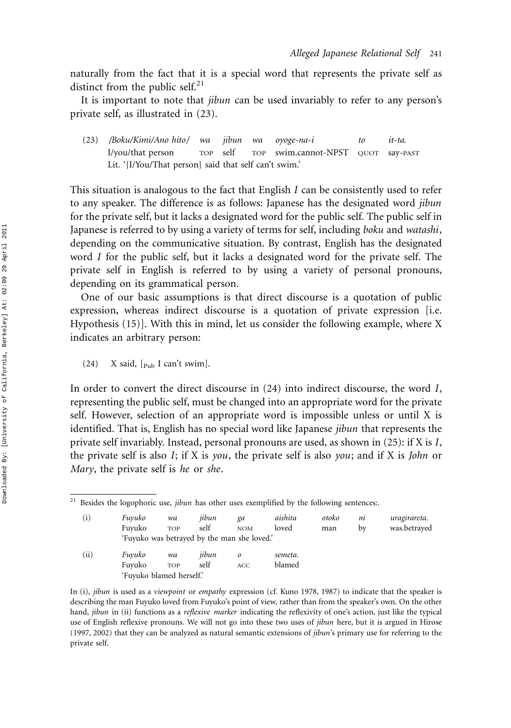naturally from the fact that it is a special word that represents the private self as distinct from the public self.[21]

It is important to note that *jibun* can be used invariably to refer to any person's private self, as illustrated in (23).

(23) *{Boku/Kimi/Ano hito}* *wa* *jibun* *wa* *oyoge-na-i* *to* *it-ta.*
I/you/that person TOP self TOP swim.cannot-NPST QUOT say-PAST
Lit. '{I/You/That person} said that self can't swim.'

This situation is analogous to the fact that English *I* can be consistently used to refer to any speaker. The difference is as follows: Japanese has the designated word *jibun* for the private self, but it lacks a designated word for the public self. The public self in Japanese is referred to by using a variety of terms for self, including *boku* and *watashi*, depending on the communicative situation. By contrast, English has the designated word *I* for the public self, but it lacks a designated word for the private self. The private self in English is referred to by using a variety of personal pronouns, depending on its grammatical person.

One of our basic assumptions is that direct discourse is a quotation of public expression, whereas indirect discourse is a quotation of private expression [i.e. Hypothesis (15)]. With this in mind, let us consider the following example, where X indicates an arbitrary person:

(24) X said, [$_{\text{Pub}}$ I can't swim].

In order to convert the direct discourse in (24) into indirect discourse, the word *I*, representing the public self, must be changed into an appropriate word for the private self. However, selection of an appropriate word is impossible unless or until X is identified. That is, English has no special word like Japanese *jibun* that represents the private self invariably. Instead, personal pronouns are used, as shown in (25): if X is *I*, the private self is also *I*; if X is *you*, the private self is also *you*; and if X is *John* or *Mary*, the private self is *he* or *she*.

---

[21] Besides the logophoric use, *jibun* has other uses exemplified by the following sentences:.

(i) *Fuyuko* *wa* *jibun* *ga* *aishita* *otoko* *ni* *uragirareta.*
Fuyuko TOP self NOM loved man by was.betrayed
'Fuyuko was betrayed by the man she loved.'

(ii) *Fuyuko* *wa* *jibun* *o* *semeta.*
Fuyuko TOP self ACC blamed
'Fuyuko blamed herself.'

In (i), *jibun* is used as a *viewpoint* or *empathy* expression (cf. Kuno 1978, 1987) to indicate that the speaker is describing the man Fuyuko loved from Fuyuko's point of view, rather than from the speaker's own. On the other hand, *jibun* in (ii) functions as a *reflexive marker* indicating the reflexivity of one's action, just like the typical use of English reflexive pronouns. We will not go into these two uses of *jibun* here, but it is argued in Hirose (1997, 2002) that they can be analyzed as natural semantic extensions of *jibun*'s primary use for referring to the private self.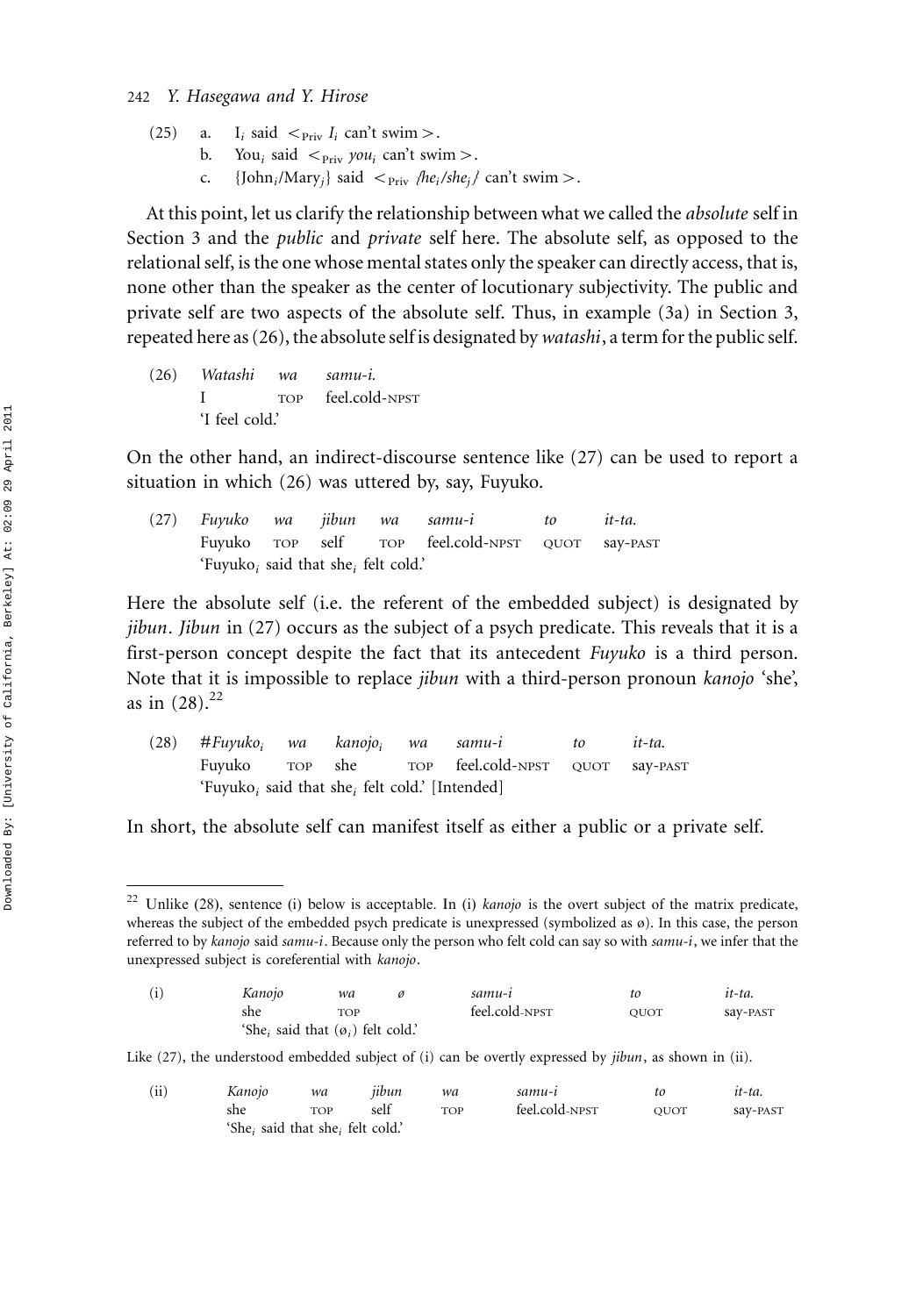(25) a. $\text{I}_i$ said $<_{\text{Priv}}$ *$\text{I}_i$* can't swim $>$.
b. $\text{You}_i$ said $<_{\text{Priv}}$ *$\text{you}_i$* can't swim $>$.
c. $\{\text{John}_i/\text{Mary}_j\}$ said $<_{\text{Priv}}$ *$\{\text{he}_i/\text{she}_j\}$* can't swim $>$.

At this point, let us clarify the relationship between what we called the *absolute* self in Section 3 and the *public* and *private* self here. The absolute self, as opposed to the relational self, is the one whose mental states only the speaker can directly access, that is, none other than the speaker as the center of locutionary subjectivity. The public and private self are two aspects of the absolute self. Thus, in example (3a) in Section 3, repeated here as (26), the absolute self is designated by *watashi*, a term for the public self.

(26) *Watashi wa samu-i.*
I TOP feel.cold-NPST
'I feel cold.'

On the other hand, an indirect-discourse sentence like (27) can be used to report a situation in which (26) was uttered by, say, Fuyuko.

(27) *Fuyuko wa jibun wa samu-i to it-ta.*
Fuyuko TOP self TOP feel.cold-NPST QUOT say-PAST
'$\text{Fuyuko}_i$ said that $\text{she}_i$ felt cold.'

Here the absolute self (i.e. the referent of the embedded subject) is designated by *jibun*. *Jibun* in (27) occurs as the subject of a psych predicate. This reveals that it is a first-person concept despite the fact that its antecedent *Fuyuko* is a third person. Note that it is impossible to replace *jibun* with a third-person pronoun *kanojo* 'she', as in (28).[22]

(28) #*$\text{Fuyuko}_i$ wa $\text{kanojo}_i$ wa samu-i to it-ta.*
Fuyuko TOP she TOP feel.cold-NPST QUOT say-PAST
'$\text{Fuyuko}_i$ said that $\text{she}_i$ felt cold.' [Intended]

In short, the absolute self can manifest itself as either a public or a private self.

---

[22] Unlike (28), sentence (i) below is acceptable. In (i) *kanojo* is the overt subject of the matrix predicate, whereas the subject of the embedded psych predicate is unexpressed (symbolized as ø). In this case, the person referred to by *kanojo* said *samu-i*. Because only the person who felt cold can say so with *samu-i*, we infer that the unexpressed subject is coreferential with *kanojo*.

(i) *Kanojo wa ø samu-i to it-ta.*
she TOP feel.cold-NPST QUOT say-PAST
'$\text{She}_i$ said that ($\text{ø}_i$) felt cold.'

Like (27), the understood embedded subject of (i) can be overtly expressed by *jibun*, as shown in (ii).

(ii) *Kanojo wa jibun wa samu-i to it-ta.*
she TOP self TOP feel.cold-NPST QUOT say-PAST
'$\text{She}_i$ said that $\text{she}_i$ felt cold.'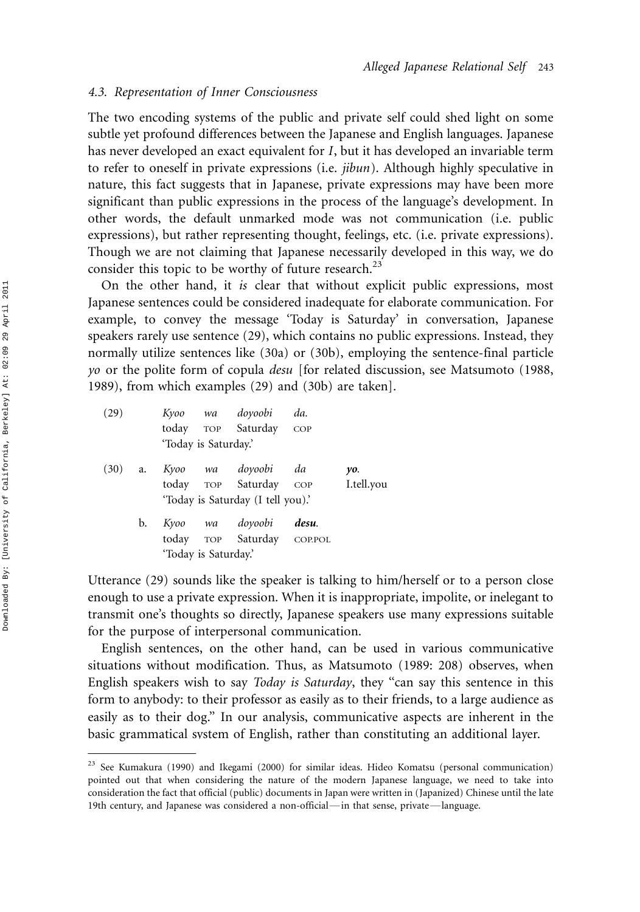### 4.3. Representation of Inner Consciousness

The two encoding systems of the public and private self could shed light on some subtle yet profound differences between the Japanese and English languages. Japanese has never developed an exact equivalent for *I*, but it has developed an invariable term to refer to oneself in private expressions (i.e. *jibun*). Although highly speculative in nature, this fact suggests that in Japanese, private expressions may have been more significant than public expressions in the process of the language's development. In other words, the default unmarked mode was not communication (i.e. public expressions), but rather representing thought, feelings, etc. (i.e. private expressions). Though we are not claiming that Japanese necessarily developed in this way, we do consider this topic to be worthy of future research.[23]

On the other hand, it *is* clear that without explicit public expressions, most Japanese sentences could be considered inadequate for elaborate communication. For example, to convey the message 'Today is Saturday' in conversation, Japanese speakers rarely use sentence (29), which contains no public expressions. Instead, they normally utilize sentences like (30a) or (30b), employing the sentence-final particle *yo* or the polite form of copula *desu* [for related discussion, see Matsumoto (1988, 1989), from which examples (29) and (30b) are taken].

(29) *Kyoo wa doyoobi da.*
today TOP Saturday COP
'Today is Saturday.'

(30) a. *Kyoo wa doyoobi da* ***yo***.
today TOP Saturday COP I.tell.you
'Today is Saturday (I tell you).'

b. *Kyoo wa doyoobi* ***desu***.
today TOP Saturday COP.POL
'Today is Saturday.'

Utterance (29) sounds like the speaker is talking to him/herself or to a person close enough to use a private expression. When it is inappropriate, impolite, or inelegant to transmit one's thoughts so directly, Japanese speakers use many expressions suitable for the purpose of interpersonal communication.

English sentences, on the other hand, can be used in various communicative situations without modification. Thus, as Matsumoto (1989: 208) observes, when English speakers wish to say *Today is Saturday*, they "can say this sentence in this form to anybody: to their professor as easily as to their friends, to a large audience as easily as to their dog." In our analysis, communicative aspects are inherent in the basic grammatical system of English, rather than constituting an additional layer.

---

[23] See Kumakura (1990) and Ikegami (2000) for similar ideas. Hideo Komatsu (personal communication) pointed out that when considering the nature of the modern Japanese language, we need to take into consideration the fact that official (public) documents in Japan were written in (Japanized) Chinese until the late 19th century, and Japanese was considered a non-official—in that sense, private—language.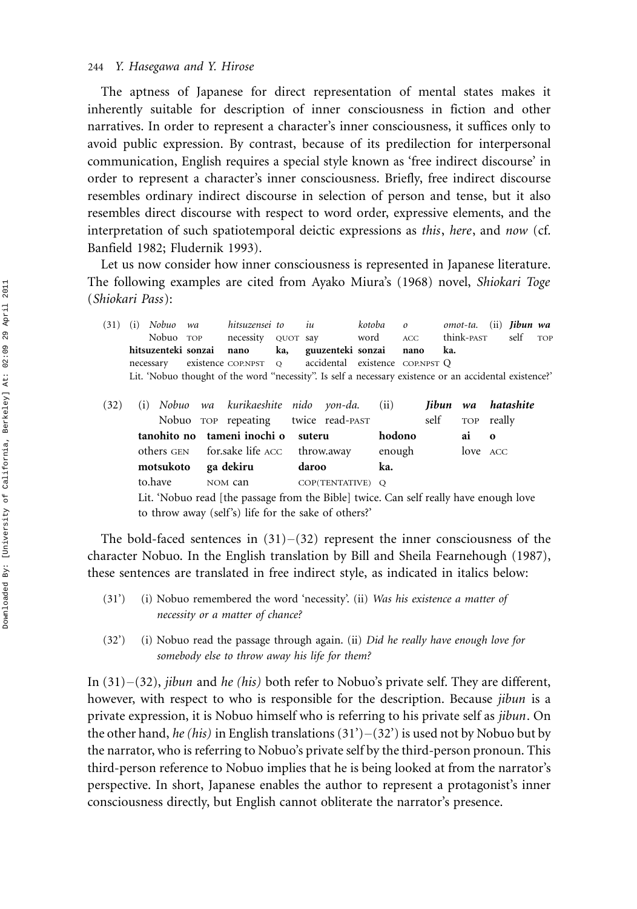The aptness of Japanese for direct representation of mental states makes it inherently suitable for description of inner consciousness in fiction and other narratives. In order to represent a character's inner consciousness, it suffices only to avoid public expression. By contrast, because of its predilection for interpersonal communication, English requires a special style known as 'free indirect discourse' in order to represent a character's inner consciousness. Briefly, free indirect discourse resembles ordinary indirect discourse in selection of person and tense, but it also resembles direct discourse with respect to word order, expressive elements, and the interpretation of such spatiotemporal deictic expressions as *this*, *here*, and *now* (cf. Banfield 1982; Fludernik 1993).

Let us now consider how inner consciousness is represented in Japanese literature. The following examples are cited from Ayako Miura's (1968) novel, *Shiokari Toge* (*Shiokari Pass*):

(31) (i) *Nobuo wa hitsuzensei to iu kotoba o omot-ta.* (ii) ***Jibun wa***
Nobuo TOP necessity QUOT say word ACC think-PAST self TOP
**hitsuzenteki sonzai nano ka, guuzenteki sonzai nano ka.**
necessary existence COP.NPST Q accidental existence COP.NPST Q
Lit. 'Nobuo thought of the word "necessity". Is self a necessary existence or an accidental existence?'

(32) (i) *Nobuo wa kurikaeshite nido yon-da.* (ii) ***Jibun wa hatashite***
Nobuo TOP repeating twice read-PAST self TOP really
**tanohito no tameni inochi o suteru hodono ai o**
others GEN for.sake life ACC throw.away enough love ACC
**motsukoto ga dekiru daroo ka.**
to.have NOM can COP(TENTATIVE) Q
Lit. 'Nobuo read [the passage from the Bible] twice. Can self really have enough love to throw away (self's) life for the sake of others?'

The bold-faced sentences in (31)–(32) represent the inner consciousness of the character Nobuo. In the English translation by Bill and Sheila Fearnehough (1987), these sentences are translated in free indirect style, as indicated in italics below:

(31') (i) Nobuo remembered the word 'necessity'. (ii) *Was his existence a matter of necessity or a matter of chance?*

(32') (i) Nobuo read the passage through again. (ii) *Did he really have enough love for somebody else to throw away his life for them?*

In (31)–(32), *jibun* and *he (his)* both refer to Nobuo's private self. They are different, however, with respect to who is responsible for the description. Because *jibun* is a private expression, it is Nobuo himself who is referring to his private self as *jibun*. On the other hand, *he (his)* in English translations (31')–(32') is used not by Nobuo but by the narrator, who is referring to Nobuo's private self by the third-person pronoun. This third-person reference to Nobuo implies that he is being looked at from the narrator's perspective. In short, Japanese enables the author to represent a protagonist's inner consciousness directly, but English cannot obliterate the narrator's presence.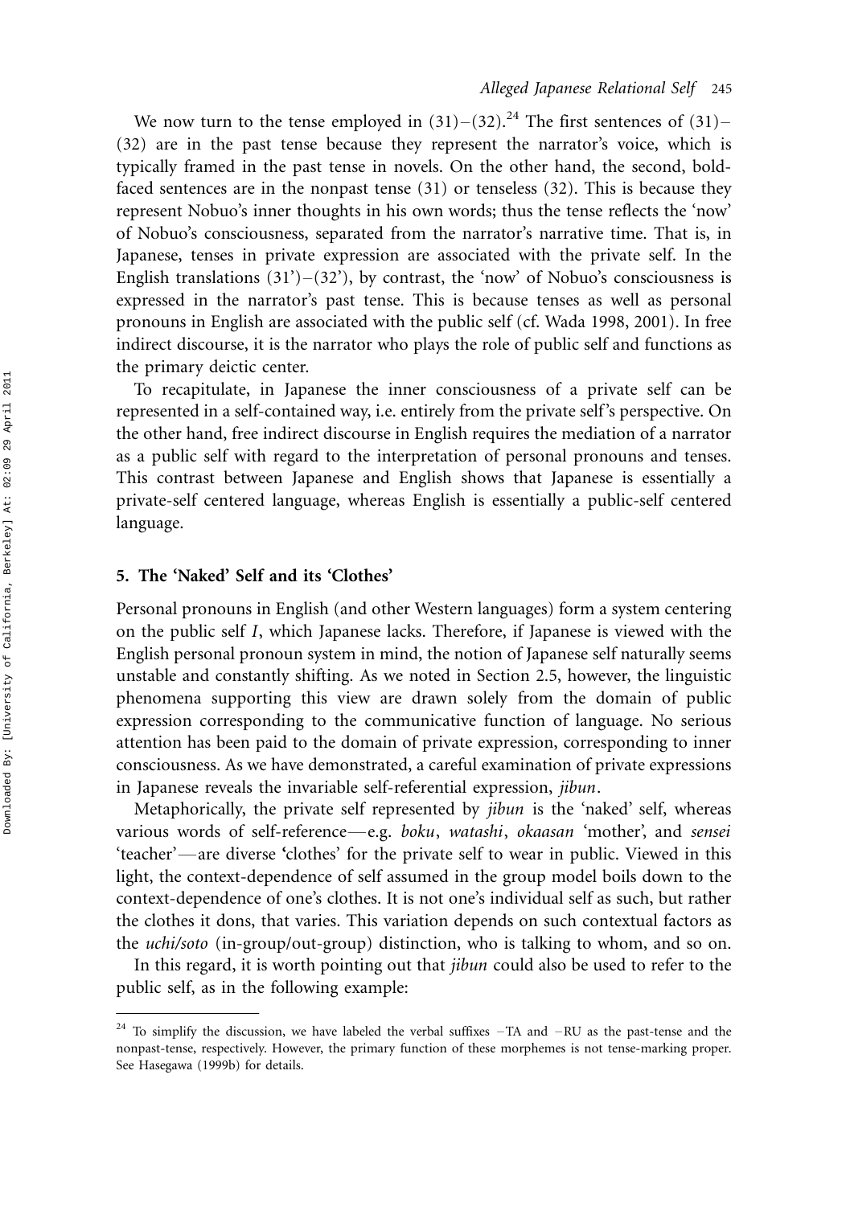We now turn to the tense employed in (31)–(32).[24] The first sentences of (31)–(32) are in the past tense because they represent the narrator's voice, which is typically framed in the past tense in novels. On the other hand, the second, bold-faced sentences are in the nonpast tense (31) or tenseless (32). This is because they represent Nobuo's inner thoughts in his own words; thus the tense reflects the 'now' of Nobuo's consciousness, separated from the narrator's narrative time. That is, in Japanese, tenses in private expression are associated with the private self. In the English translations (31')–(32'), by contrast, the 'now' of Nobuo's consciousness is expressed in the narrator's past tense. This is because tenses as well as personal pronouns in English are associated with the public self (cf. Wada 1998, 2001). In free indirect discourse, it is the narrator who plays the role of public self and functions as the primary deictic center.

To recapitulate, in Japanese the inner consciousness of a private self can be represented in a self-contained way, i.e. entirely from the private self's perspective. On the other hand, free indirect discourse in English requires the mediation of a narrator as a public self with regard to the interpretation of personal pronouns and tenses. This contrast between Japanese and English shows that Japanese is essentially a private-self centered language, whereas English is essentially a public-self centered language.

## 5. The 'Naked' Self and its 'Clothes'

Personal pronouns in English (and other Western languages) form a system centering on the public self *I*, which Japanese lacks. Therefore, if Japanese is viewed with the English personal pronoun system in mind, the notion of Japanese self naturally seems unstable and constantly shifting. As we noted in Section 2.5, however, the linguistic phenomena supporting this view are drawn solely from the domain of public expression corresponding to the communicative function of language. No serious attention has been paid to the domain of private expression, corresponding to inner consciousness. As we have demonstrated, a careful examination of private expressions in Japanese reveals the invariable self-referential expression, *jibun*.

Metaphorically, the private self represented by *jibun* is the 'naked' self, whereas various words of self-reference—e.g. *boku*, *watashi*, *okaasan* 'mother', and *sensei* 'teacher'—are diverse 'clothes' for the private self to wear in public. Viewed in this light, the context-dependence of self assumed in the group model boils down to the context-dependence of one's clothes. It is not one's individual self as such, but rather the clothes it dons, that varies. This variation depends on such contextual factors as the *uchi/soto* (in-group/out-group) distinction, who is talking to whom, and so on.

In this regard, it is worth pointing out that *jibun* could also be used to refer to the public self, as in the following example:

---

[24] To simplify the discussion, we have labeled the verbal suffixes –TA and –RU as the past-tense and the nonpast-tense, respectively. However, the primary function of these morphemes is not tense-marking proper. See Hasegawa (1999b) for details.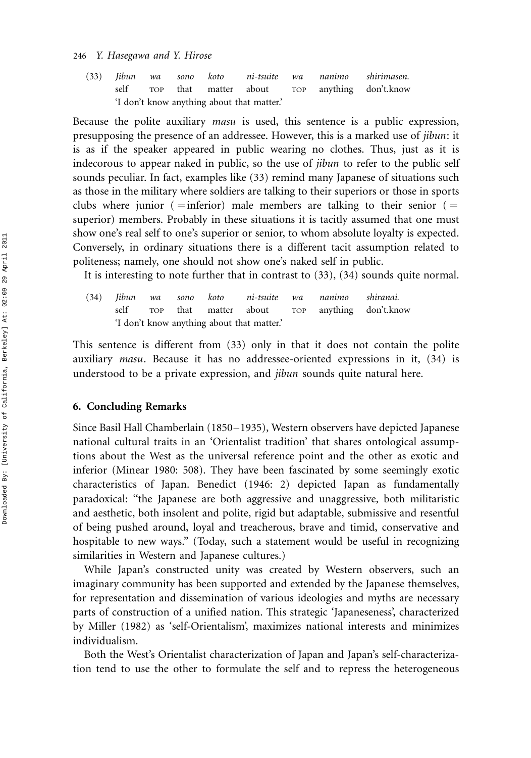(33) *Jibun* *wa* *sono* *koto* *ni-tsuite* *wa* *nanimo* *shirimasen.*
self TOP that matter about TOP anything don't.know
'I don't know anything about that matter.'

Because the polite auxiliary *masu* is used, this sentence is a public expression, presupposing the presence of an addressee. However, this is a marked use of *jibun*: it is as if the speaker appeared in public wearing no clothes. Thus, just as it is indecorous to appear naked in public, so the use of *jibun* to refer to the public self sounds peculiar. In fact, examples like (33) remind many Japanese of situations such as those in the military where soldiers are talking to their superiors or those in sports clubs where junior (=inferior) male members are talking to their senior (= superior) members. Probably in these situations it is tacitly assumed that one must show one's real self to one's superior or senior, to whom absolute loyalty is expected. Conversely, in ordinary situations there is a different tacit assumption related to politeness; namely, one should not show one's naked self in public.

It is interesting to note further that in contrast to (33), (34) sounds quite normal.

(34) *Jibun* *wa* *sono* *koto* *ni-tsuite* *wa* *nanimo* *shiranai.*
self TOP that matter about TOP anything don't.know
'I don't know anything about that matter.'

This sentence is different from (33) only in that it does not contain the polite auxiliary *masu*. Because it has no addressee-oriented expressions in it, (34) is understood to be a private expression, and *jibun* sounds quite natural here.

## 6. Concluding Remarks

Since Basil Hall Chamberlain (1850–1935), Western observers have depicted Japanese national cultural traits in an 'Orientalist tradition' that shares ontological assumptions about the West as the universal reference point and the other as exotic and inferior (Minear 1980: 508). They have been fascinated by some seemingly exotic characteristics of Japan. Benedict (1946: 2) depicted Japan as fundamentally paradoxical: "the Japanese are both aggressive and unaggressive, both militaristic and aesthetic, both insolent and polite, rigid but adaptable, submissive and resentful of being pushed around, loyal and treacherous, brave and timid, conservative and hospitable to new ways." (Today, such a statement would be useful in recognizing similarities in Western and Japanese cultures.)

While Japan's constructed unity was created by Western observers, such an imaginary community has been supported and extended by the Japanese themselves, for representation and dissemination of various ideologies and myths are necessary parts of construction of a unified nation. This strategic 'Japaneseness', characterized by Miller (1982) as 'self-Orientalism', maximizes national interests and minimizes individualism.

Both the West's Orientalist characterization of Japan and Japan's self-characterization tend to use the other to formulate the self and to repress the heterogeneous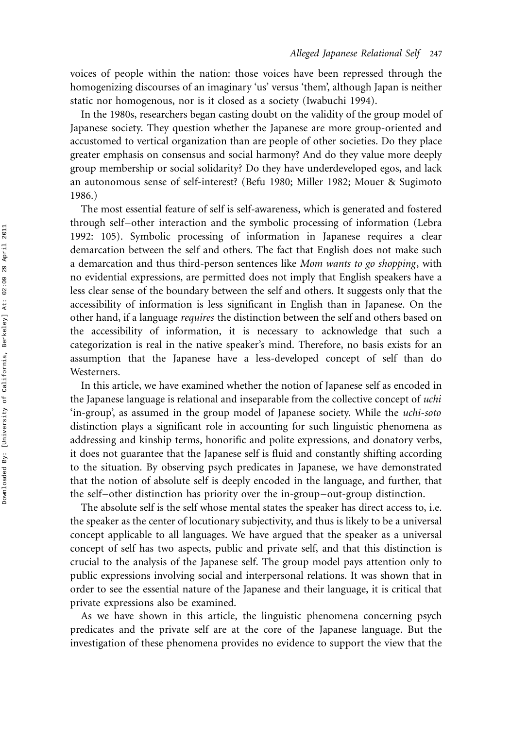voices of people within the nation: those voices have been repressed through the homogenizing discourses of an imaginary 'us' versus 'them', although Japan is neither static nor homogenous, nor is it closed as a society (Iwabuchi 1994).

In the 1980s, researchers began casting doubt on the validity of the group model of Japanese society. They question whether the Japanese are more group-oriented and accustomed to vertical organization than are people of other societies. Do they place greater emphasis on consensus and social harmony? And do they value more deeply group membership or social solidarity? Do they have underdeveloped egos, and lack an autonomous sense of self-interest? (Befu 1980; Miller 1982; Mouer & Sugimoto 1986.)

The most essential feature of self is self-awareness, which is generated and fostered through self–other interaction and the symbolic processing of information (Lebra 1992: 105). Symbolic processing of information in Japanese requires a clear demarcation between the self and others. The fact that English does not make such a demarcation and thus third-person sentences like *Mom wants to go shopping*, with no evidential expressions, are permitted does not imply that English speakers have a less clear sense of the boundary between the self and others. It suggests only that the accessibility of information is less significant in English than in Japanese. On the other hand, if a language *requires* the distinction between the self and others based on the accessibility of information, it is necessary to acknowledge that such a categorization is real in the native speaker's mind. Therefore, no basis exists for an assumption that the Japanese have a less-developed concept of self than do Westerners.

In this article, we have examined whether the notion of Japanese self as encoded in the Japanese language is relational and inseparable from the collective concept of *uchi* 'in-group', as assumed in the group model of Japanese society. While the *uchi-soto* distinction plays a significant role in accounting for such linguistic phenomena as addressing and kinship terms, honorific and polite expressions, and donatory verbs, it does not guarantee that the Japanese self is fluid and constantly shifting according to the situation. By observing psych predicates in Japanese, we have demonstrated that the notion of absolute self is deeply encoded in the language, and further, that the self–other distinction has priority over the in-group–out-group distinction.

The absolute self is the self whose mental states the speaker has direct access to, i.e. the speaker as the center of locutionary subjectivity, and thus is likely to be a universal concept applicable to all languages. We have argued that the speaker as a universal concept of self has two aspects, public and private self, and that this distinction is crucial to the analysis of the Japanese self. The group model pays attention only to public expressions involving social and interpersonal relations. It was shown that in order to see the essential nature of the Japanese and their language, it is critical that private expressions also be examined.

As we have shown in this article, the linguistic phenomena concerning psych predicates and the private self are at the core of the Japanese language. But the investigation of these phenomena provides no evidence to support the view that the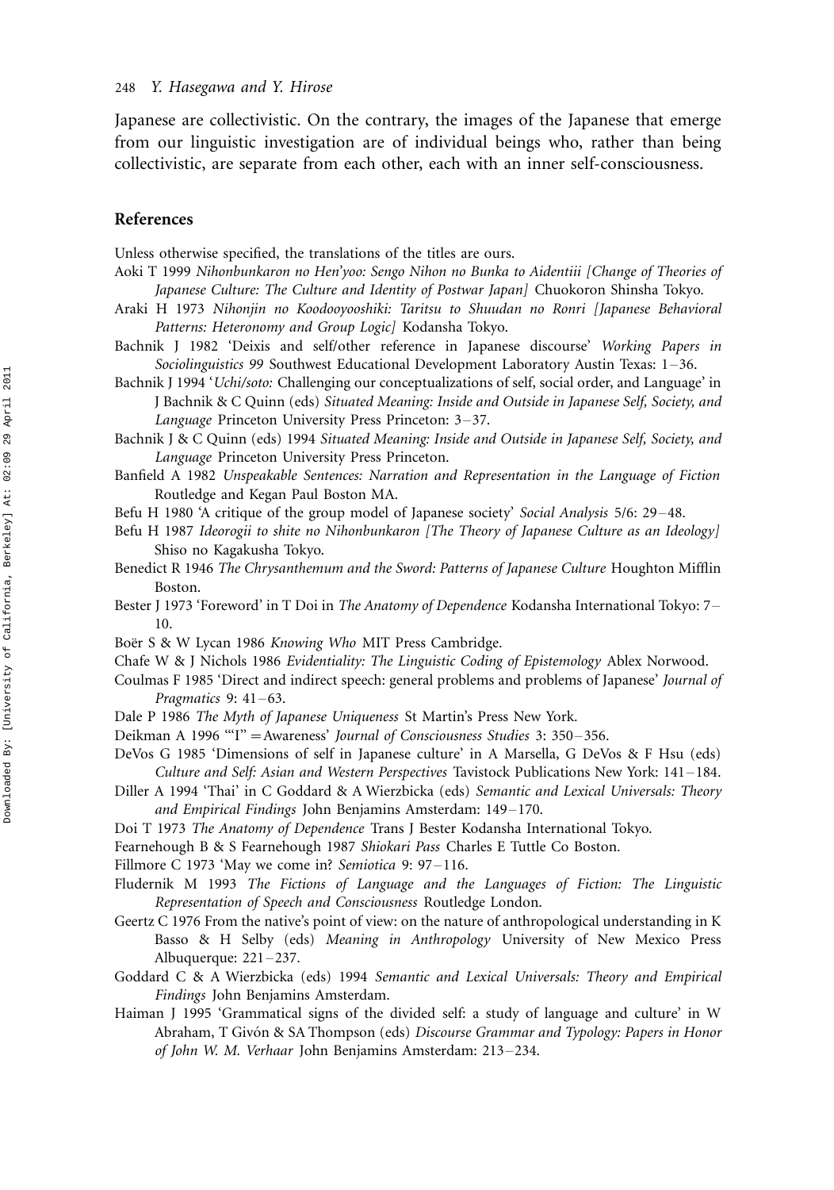Japanese are collectivistic. On the contrary, the images of the Japanese that emerge from our linguistic investigation are of individual beings who, rather than being collectivistic, are separate from each other, each with an inner self-consciousness.

## References

Unless otherwise specified, the translations of the titles are ours.

Aoki T 1999 *Nihonbunkaron no Hen'yoo: Sengo Nihon no Bunka to Aidentiii [Change of Theories of Japanese Culture: The Culture and Identity of Postwar Japan]* Chuokoron Shinsha Tokyo.

Araki H 1973 *Nihonjin no Koodooyooshiki: Taritsu to Shuudan no Ronri [Japanese Behavioral Patterns: Heteronomy and Group Logic]* Kodansha Tokyo.

Bachnik J 1982 'Deixis and self/other reference in Japanese discourse' *Working Papers in Sociolinguistics 99* Southwest Educational Development Laboratory Austin Texas: 1–36.

Bachnik J 1994 '*Uchi/soto:* Challenging our conceptualizations of self, social order, and Language' in J Bachnik & C Quinn (eds) *Situated Meaning: Inside and Outside in Japanese Self, Society, and Language* Princeton University Press Princeton: 3–37.

Bachnik J & C Quinn (eds) 1994 *Situated Meaning: Inside and Outside in Japanese Self, Society, and Language* Princeton University Press Princeton.

Banfield A 1982 *Unspeakable Sentences: Narration and Representation in the Language of Fiction* Routledge and Kegan Paul Boston MA.

Befu H 1980 'A critique of the group model of Japanese society' *Social Analysis* 5/6: 29–48.

Befu H 1987 *Ideorogii to shite no Nihonbunkaron [The Theory of Japanese Culture as an Ideology]* Shiso no Kagakusha Tokyo.

Benedict R 1946 *The Chrysanthemum and the Sword: Patterns of Japanese Culture* Houghton Mifflin Boston.

Bester J 1973 'Foreword' in T Doi in *The Anatomy of Dependence* Kodansha International Tokyo: 7–10.

Boër S & W Lycan 1986 *Knowing Who* MIT Press Cambridge.

Chafe W & J Nichols 1986 *Evidentiality: The Linguistic Coding of Epistemology* Ablex Norwood.

Coulmas F 1985 'Direct and indirect speech: general problems and problems of Japanese' *Journal of Pragmatics* 9: 41–63.

Dale P 1986 *The Myth of Japanese Uniqueness* St Martin's Press New York.

Deikman A 1996 '"I" = Awareness' *Journal of Consciousness Studies* 3: 350–356.

DeVos G 1985 'Dimensions of self in Japanese culture' in A Marsella, G DeVos & F Hsu (eds) *Culture and Self: Asian and Western Perspectives* Tavistock Publications New York: 141–184.

Diller A 1994 'Thai' in C Goddard & A Wierzbicka (eds) *Semantic and Lexical Universals: Theory and Empirical Findings* John Benjamins Amsterdam: 149–170.

Doi T 1973 *The Anatomy of Dependence* Trans J Bester Kodansha International Tokyo.

Fearnehough B & S Fearnehough 1987 *Shiokari Pass* Charles E Tuttle Co Boston.

Fillmore C 1973 'May we come in? *Semiotica* 9: 97–116.

Fludernik M 1993 *The Fictions of Language and the Languages of Fiction: The Linguistic Representation of Speech and Consciousness* Routledge London.

Geertz C 1976 From the native's point of view: on the nature of anthropological understanding in K Basso & H Selby (eds) *Meaning in Anthropology* University of New Mexico Press Albuquerque: 221–237.

Goddard C & A Wierzbicka (eds) 1994 *Semantic and Lexical Universals: Theory and Empirical Findings* John Benjamins Amsterdam.

Haiman J 1995 'Grammatical signs of the divided self: a study of language and culture' in W Abraham, T Givón & SA Thompson (eds) *Discourse Grammar and Typology: Papers in Honor of John W. M. Verhaar* John Benjamins Amsterdam: 213–234.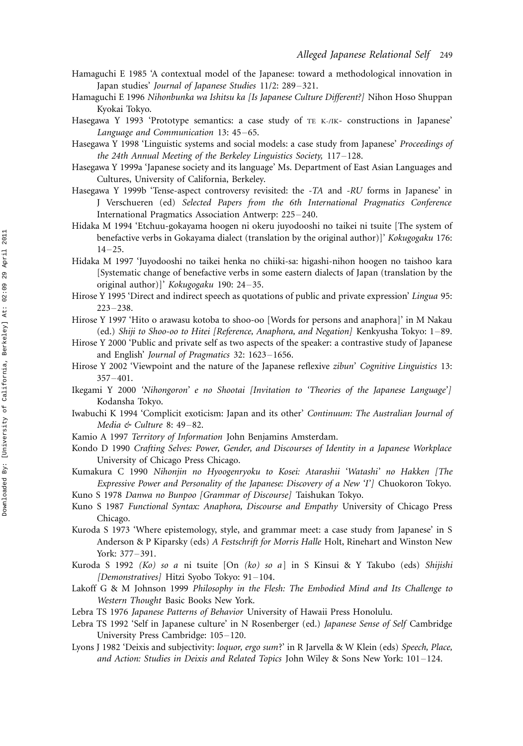Hamaguchi E 1985 'A contextual model of the Japanese: toward a methodological innovation in Japan studies' *Journal of Japanese Studies* 11/2: 289–321.

Hamaguchi E 1996 *Nihonbunka wa Ishitsu ka [Is Japanese Culture Different?]* Nihon Hoso Shuppan Kyokai Tokyo.

Hasegawa Y 1993 'Prototype semantics: a case study of TE K-/IK- constructions in Japanese' *Language and Communication* 13: 45–65.

Hasegawa Y 1998 'Linguistic systems and social models: a case study from Japanese' *Proceedings of the 24th Annual Meeting of the Berkeley Linguistics Society,* 117–128.

Hasegawa Y 1999a 'Japanese society and its language' Ms. Department of East Asian Languages and Cultures, University of California, Berkeley.

Hasegawa Y 1999b 'Tense-aspect controversy revisited: the *-TA* and *-RU* forms in Japanese' in J Verschueren (ed) *Selected Papers from the 6th International Pragmatics Conference* International Pragmatics Association Antwerp: 225–240.

Hidaka M 1994 'Etchuu-gokayama hoogen ni okeru juyodooshi no taikei ni tsuite [The system of benefactive verbs in Gokayama dialect (translation by the original author)]' *Kokugogaku* 176: 14–25.

Hidaka M 1997 'Juyodooshi no taikei henka no chiiki-sa: higashi-nihon hoogen no taishoo kara [Systematic change of benefactive verbs in some eastern dialects of Japan (translation by the original author)]' *Kokugogaku* 190: 24–35.

Hirose Y 1995 'Direct and indirect speech as quotations of public and private expression' *Lingua* 95: 223–238.

Hirose Y 1997 'Hito o arawasu kotoba to shoo-oo [Words for persons and anaphora]' in M Nakau (ed.) *Shiji to Shoo-oo to Hitei [Reference, Anaphora, and Negation]* Kenkyusha Tokyo: 1–89.

Hirose Y 2000 'Public and private self as two aspects of the speaker: a contrastive study of Japanese and English' *Journal of Pragmatics* 32: 1623–1656.

Hirose Y 2002 'Viewpoint and the nature of the Japanese reflexive *zibun*' *Cognitive Linguistics* 13: 357–401.

Ikegami Y 2000 *'Nihongoron' e no Shootai [Invitation to 'Theories of the Japanese Language']* Kodansha Tokyo.

Iwabuchi K 1994 'Complicit exoticism: Japan and its other' *Continuum: The Australian Journal of Media & Culture* 8: 49–82.

Kamio A 1997 *Territory of Information* John Benjamins Amsterdam.

Kondo D 1990 *Crafting Selves: Power, Gender, and Discourses of Identity in a Japanese Workplace* University of Chicago Press Chicago.

Kumakura C 1990 *Nihonjin no Hyoogenryoku to Kosei: Atarashii 'Watashi' no Hakken [The Expressive Power and Personality of the Japanese: Discovery of a New 'I']* Chuokoron Tokyo.

Kuno S 1978 *Danwa no Bunpoo [Grammar of Discourse]* Taishukan Tokyo.

Kuno S 1987 *Functional Syntax: Anaphora, Discourse and Empathy* University of Chicago Press Chicago.

Kuroda S 1973 'Where epistemology, style, and grammar meet: a case study from Japanese' in S Anderson & P Kiparsky (eds) *A Festschrift for Morris Halle* Holt, Rinehart and Winston New York: 377–391.

Kuroda S 1992 *(Ko) so a* ni tsuite [On *(ko) so a*] in S Kinsui & Y Takubo (eds) *Shijishi [Demonstratives]* Hitzi Syobo Tokyo: 91–104.

Lakoff G & M Johnson 1999 *Philosophy in the Flesh: The Embodied Mind and Its Challenge to Western Thought* Basic Books New York.

Lebra TS 1976 *Japanese Patterns of Behavior* University of Hawaii Press Honolulu.

Lebra TS 1992 'Self in Japanese culture' in N Rosenberger (ed.) *Japanese Sense of Self* Cambridge University Press Cambridge: 105–120.

Lyons J 1982 'Deixis and subjectivity: *loquor, ergo sum*?' in R Jarvella & W Klein (eds) *Speech, Place, and Action: Studies in Deixis and Related Topics* John Wiley & Sons New York: 101–124.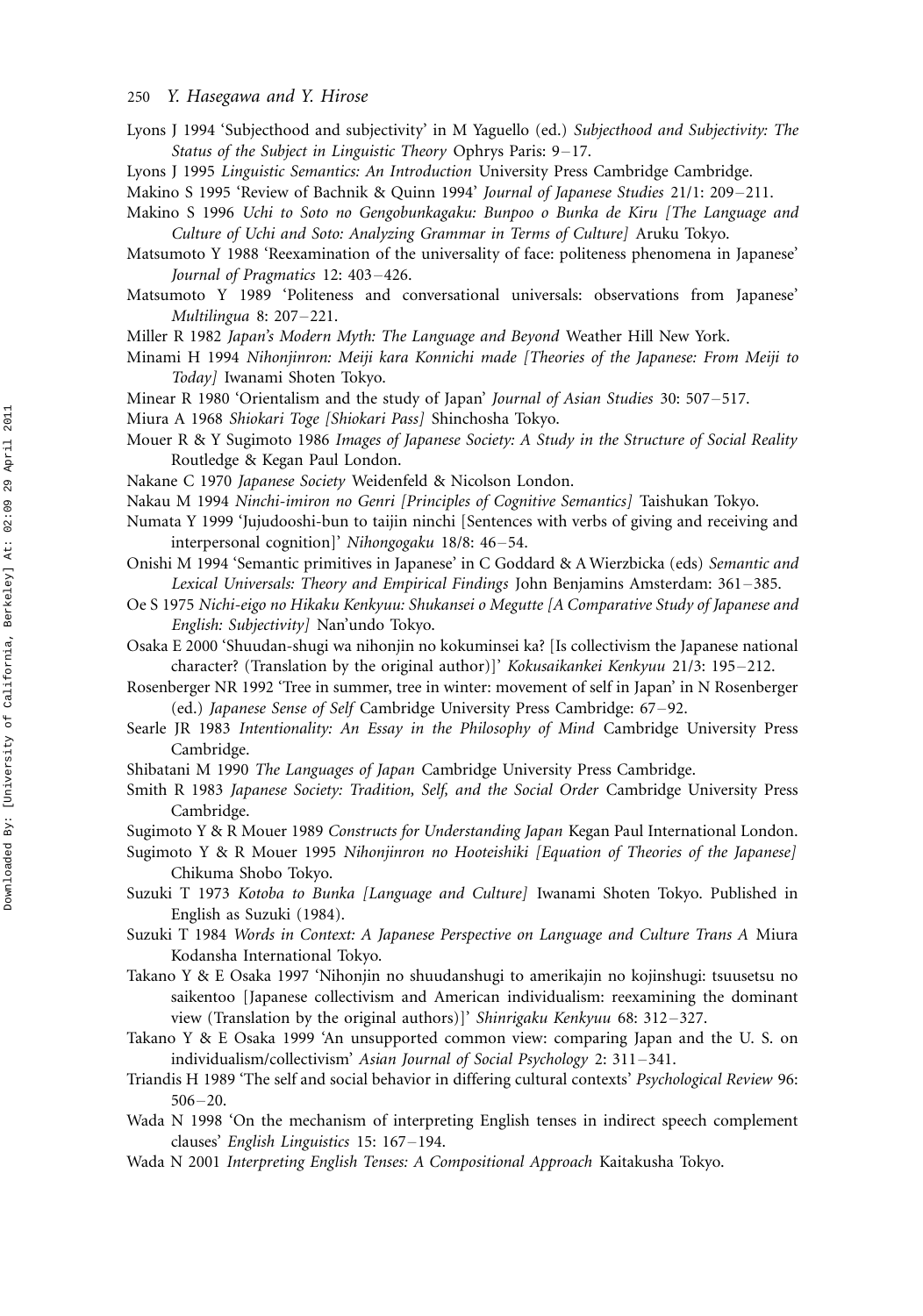Lyons J 1994 'Subjecthood and subjectivity' in M Yaguello (ed.) *Subjecthood and Subjectivity: The Status of the Subject in Linguistic Theory* Ophrys Paris: 9–17.

Lyons J 1995 *Linguistic Semantics: An Introduction* University Press Cambridge Cambridge.

Makino S 1995 'Review of Bachnik & Quinn 1994' *Journal of Japanese Studies* 21/1: 209–211.

Makino S 1996 *Uchi to Soto no Gengobunkagaku: Bunpoo o Bunka de Kiru [The Language and Culture of Uchi and Soto: Analyzing Grammar in Terms of Culture]* Aruku Tokyo.

Matsumoto Y 1988 'Reexamination of the universality of face: politeness phenomena in Japanese' *Journal of Pragmatics* 12: 403–426.

Matsumoto Y 1989 'Politeness and conversational universals: observations from Japanese' *Multilingua* 8: 207–221.

Miller R 1982 *Japan's Modern Myth: The Language and Beyond* Weather Hill New York.

Minami H 1994 *Nihonjinron: Meiji kara Konnichi made [Theories of the Japanese: From Meiji to Today]* Iwanami Shoten Tokyo.

Minear R 1980 'Orientalism and the study of Japan' *Journal of Asian Studies* 30: 507–517.

Miura A 1968 *Shiokari Toge [Shiokari Pass]* Shinchosha Tokyo.

Mouer R & Y Sugimoto 1986 *Images of Japanese Society: A Study in the Structure of Social Reality* Routledge & Kegan Paul London.

Nakane C 1970 *Japanese Society* Weidenfeld & Nicolson London.

Nakau M 1994 *Ninchi-imiron no Genri [Principles of Cognitive Semantics]* Taishukan Tokyo.

Numata Y 1999 'Jujudooshi-bun to taijin ninchi [Sentences with verbs of giving and receiving and interpersonal cognition]' *Nihongogaku* 18/8: 46–54.

Onishi M 1994 'Semantic primitives in Japanese' in C Goddard & A Wierzbicka (eds) *Semantic and Lexical Universals: Theory and Empirical Findings* John Benjamins Amsterdam: 361–385.

Oe S 1975 *Nichi-eigo no Hikaku Kenkyuu: Shukansei o Megutte [A Comparative Study of Japanese and English: Subjectivity]* Nan'undo Tokyo.

Osaka E 2000 'Shuudan-shugi wa nihonjin no kokuminsei ka? [Is collectivism the Japanese national character? (Translation by the original author)]' *Kokusaikankei Kenkyuu* 21/3: 195–212.

Rosenberger NR 1992 'Tree in summer, tree in winter: movement of self in Japan' in N Rosenberger (ed.) *Japanese Sense of Self* Cambridge University Press Cambridge: 67–92.

Searle JR 1983 *Intentionality: An Essay in the Philosophy of Mind* Cambridge University Press Cambridge.

Shibatani M 1990 *The Languages of Japan* Cambridge University Press Cambridge.

Smith R 1983 *Japanese Society: Tradition, Self, and the Social Order* Cambridge University Press Cambridge.

Sugimoto Y & R Mouer 1989 *Constructs for Understanding Japan* Kegan Paul International London.

Sugimoto Y & R Mouer 1995 *Nihonjinron no Hooteishiki [Equation of Theories of the Japanese]* Chikuma Shobo Tokyo.

Suzuki T 1973 *Kotoba to Bunka [Language and Culture]* Iwanami Shoten Tokyo. Published in English as Suzuki (1984).

Suzuki T 1984 *Words in Context: A Japanese Perspective on Language and Culture Trans A* Miura Kodansha International Tokyo.

Takano Y & E Osaka 1997 'Nihonjin no shuudanshugi to amerikajin no kojinshugi: tsuusetsu no saikentoo [Japanese collectivism and American individualism: reexamining the dominant view (Translation by the original authors)]' *Shinrigaku Kenkyuu* 68: 312–327.

Takano Y & E Osaka 1999 'An unsupported common view: comparing Japan and the U. S. on individualism/collectivism' *Asian Journal of Social Psychology* 2: 311–341.

Triandis H 1989 'The self and social behavior in differing cultural contexts' *Psychological Review* 96: 506–20.

Wada N 1998 'On the mechanism of interpreting English tenses in indirect speech complement clauses' *English Linguistics* 15: 167–194.

Wada N 2001 *Interpreting English Tenses: A Compositional Approach* Kaitakusha Tokyo.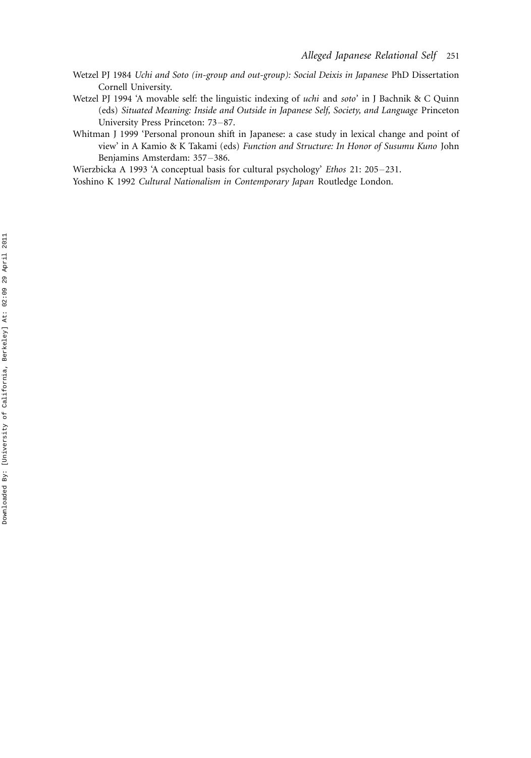Wetzel PJ 1984 *Uchi and Soto (in-group and out-group): Social Deixis in Japanese* PhD Dissertation Cornell University.

Wetzel PJ 1994 'A movable self: the linguistic indexing of *uchi* and *soto*' in J Bachnik & C Quinn (eds) *Situated Meaning: Inside and Outside in Japanese Self, Society, and Language* Princeton University Press Princeton: 73–87.

Whitman J 1999 'Personal pronoun shift in Japanese: a case study in lexical change and point of view' in A Kamio & K Takami (eds) *Function and Structure: In Honor of Susumu Kuno* John Benjamins Amsterdam: 357–386.

Wierzbicka A 1993 'A conceptual basis for cultural psychology' *Ethos* 21: 205–231.

Yoshino K 1992 *Cultural Nationalism in Contemporary Japan* Routledge London.